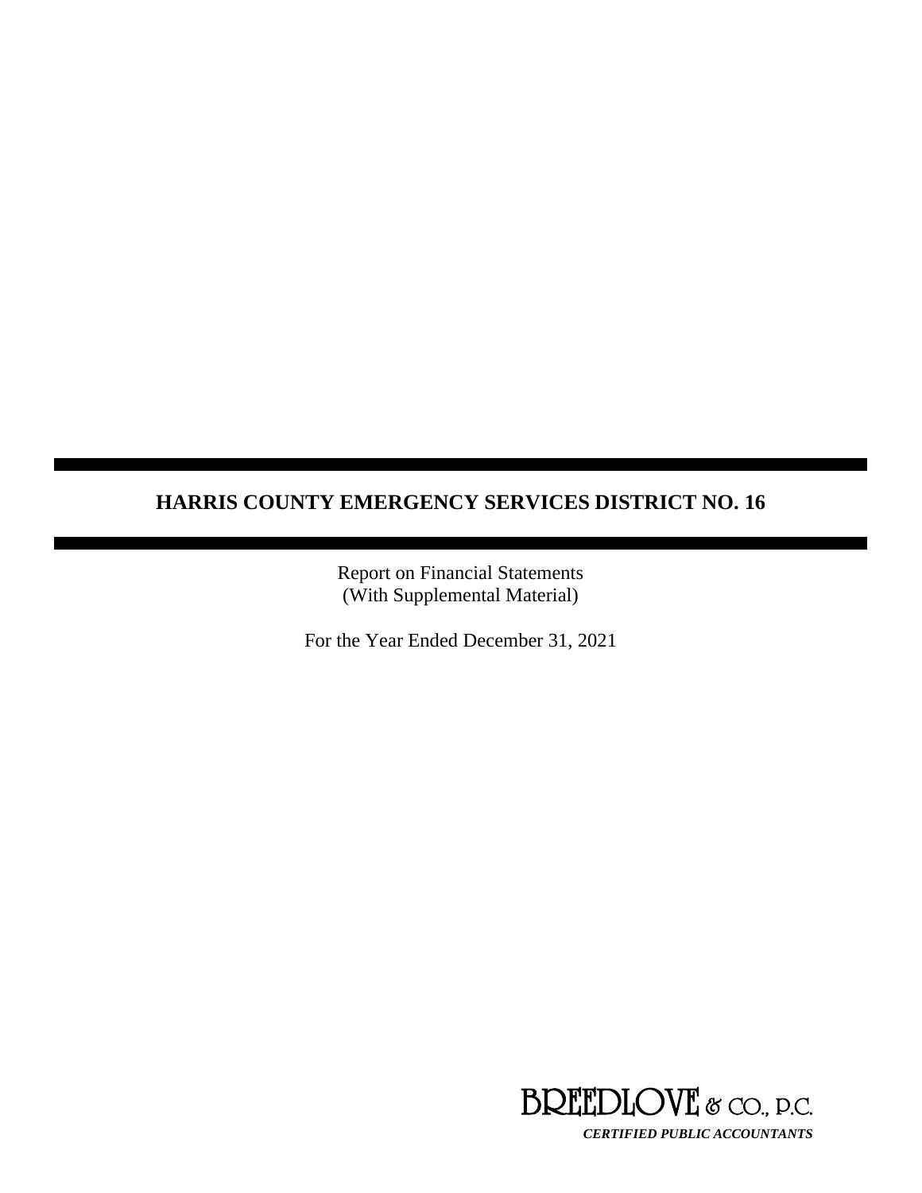# HARRIS COUNTY EMERGENCY SERVICES DISTRICT NO. 16

Report on Financial Statements
(With Supplemental Material)

For the Year Ended December 31, 2021

BREEDLOVE & CO., P.C.

***CERTIFIED PUBLIC ACCOUNTANTS***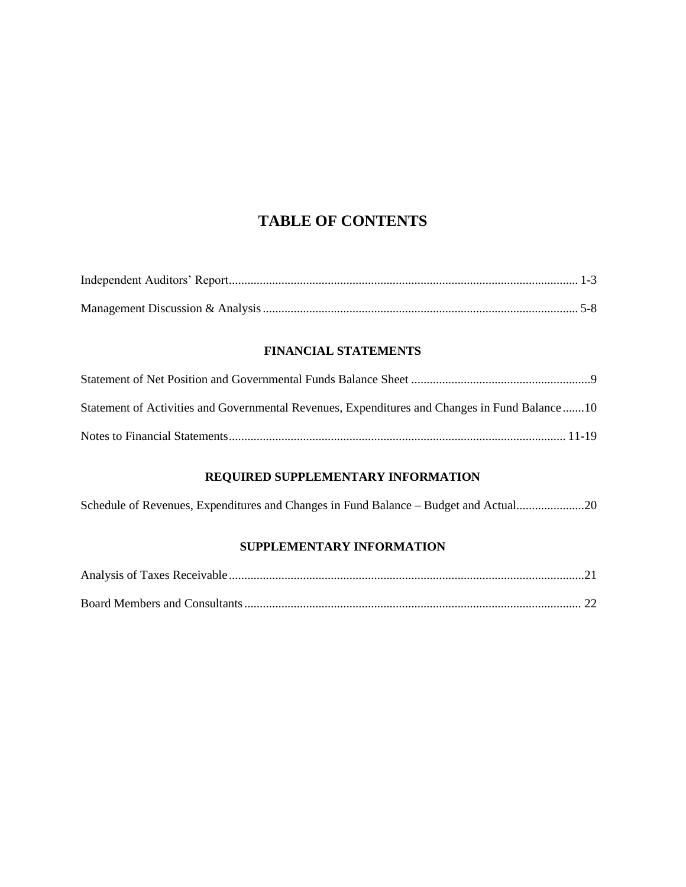# TABLE OF CONTENTS

Independent Auditors' Report ........................................................................ 1-3

Management Discussion & Analysis ........................................................................ 5-8

## FINANCIAL STATEMENTS

Statement of Net Position and Governmental Funds Balance Sheet ........................................................................ 9

Statement of Activities and Governmental Revenues, Expenditures and Changes in Fund Balance ....... 10

Notes to Financial Statements ........................................................................ 11-19

## REQUIRED SUPPLEMENTARY INFORMATION

Schedule of Revenues, Expenditures and Changes in Fund Balance – Budget and Actual ...................... 20

## SUPPLEMENTARY INFORMATION

Analysis of Taxes Receivable ........................................................................ 21

Board Members and Consultants ........................................................................ 22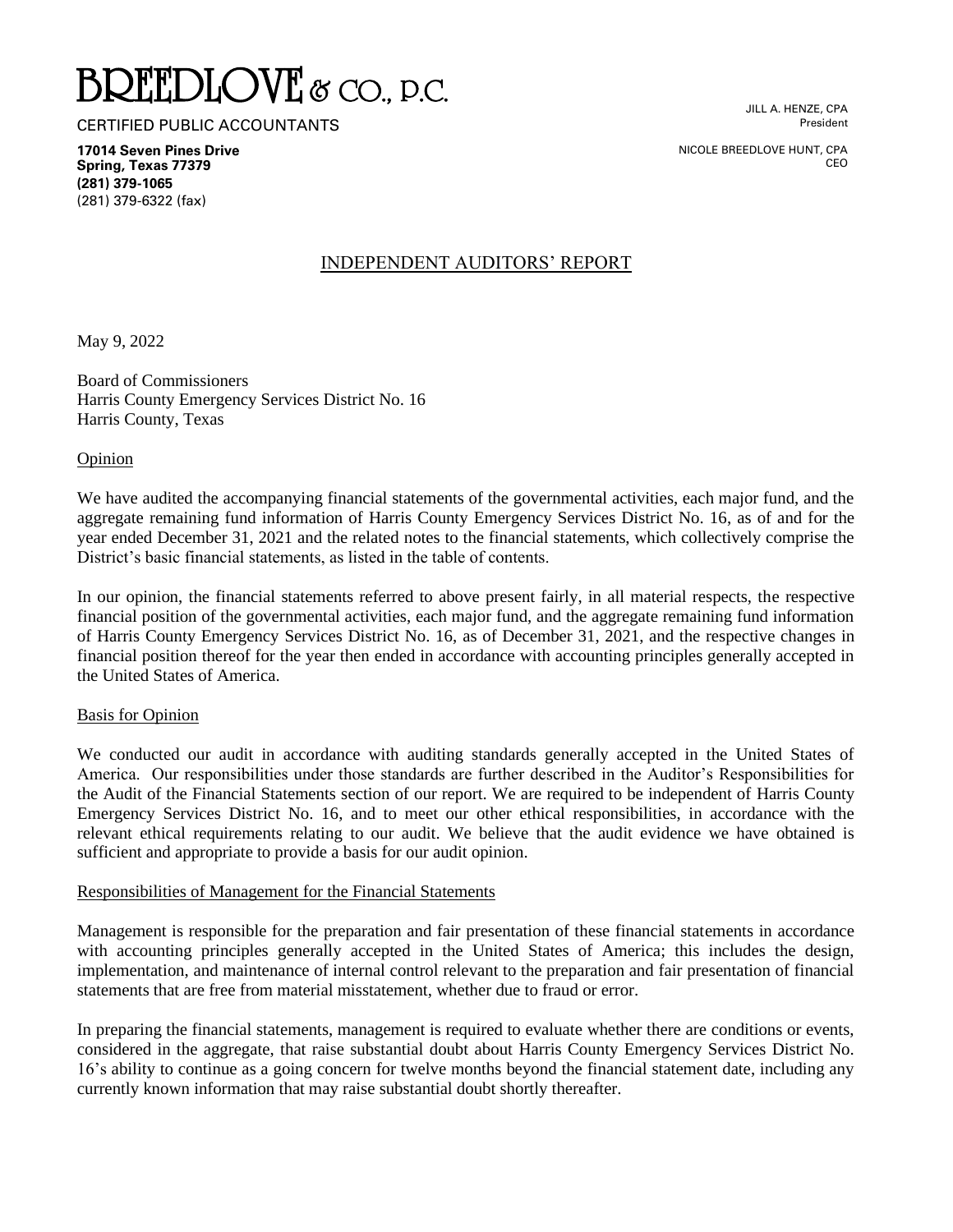# BREEDLOVE & CO., P.C.

CERTIFIED PUBLIC ACCOUNTANTS

**17014 Seven Pines Drive**
**Spring, Texas 77379**
**(281) 379-1065**
(281) 379-6322 (fax)

JILL A. HENZE, CPA
President

NICOLE BREEDLOVE HUNT, CPA
CEO

## INDEPENDENT AUDITORS' REPORT

May 9, 2022

Board of Commissioners
Harris County Emergency Services District No. 16
Harris County, Texas

### Opinion

We have audited the accompanying financial statements of the governmental activities, each major fund, and the aggregate remaining fund information of Harris County Emergency Services District No. 16, as of and for the year ended December 31, 2021 and the related notes to the financial statements, which collectively comprise the District's basic financial statements, as listed in the table of contents.

In our opinion, the financial statements referred to above present fairly, in all material respects, the respective financial position of the governmental activities, each major fund, and the aggregate remaining fund information of Harris County Emergency Services District No. 16, as of December 31, 2021, and the respective changes in financial position thereof for the year then ended in accordance with accounting principles generally accepted in the United States of America.

### Basis for Opinion

We conducted our audit in accordance with auditing standards generally accepted in the United States of America. Our responsibilities under those standards are further described in the Auditor's Responsibilities for the Audit of the Financial Statements section of our report. We are required to be independent of Harris County Emergency Services District No. 16, and to meet our other ethical responsibilities, in accordance with the relevant ethical requirements relating to our audit. We believe that the audit evidence we have obtained is sufficient and appropriate to provide a basis for our audit opinion.

### Responsibilities of Management for the Financial Statements

Management is responsible for the preparation and fair presentation of these financial statements in accordance with accounting principles generally accepted in the United States of America; this includes the design, implementation, and maintenance of internal control relevant to the preparation and fair presentation of financial statements that are free from material misstatement, whether due to fraud or error.

In preparing the financial statements, management is required to evaluate whether there are conditions or events, considered in the aggregate, that raise substantial doubt about Harris County Emergency Services District No. 16's ability to continue as a going concern for twelve months beyond the financial statement date, including any currently known information that may raise substantial doubt shortly thereafter.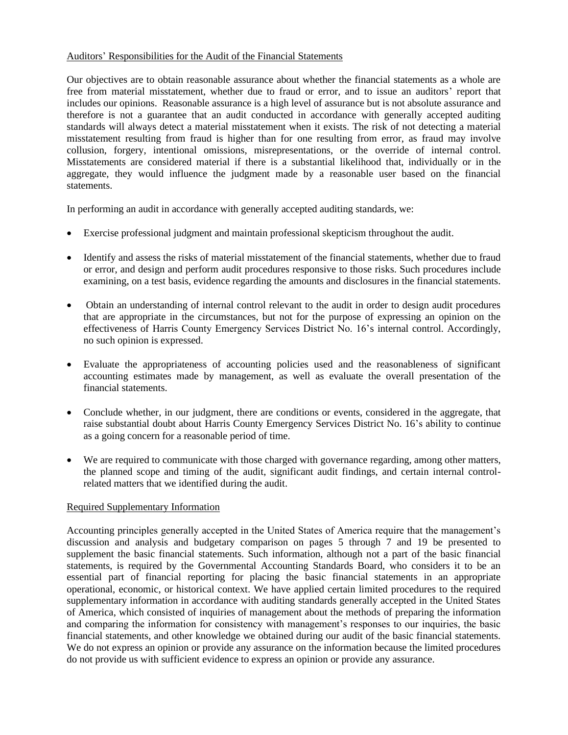Auditors' Responsibilities for the Audit of the Financial Statements

Our objectives are to obtain reasonable assurance about whether the financial statements as a whole are free from material misstatement, whether due to fraud or error, and to issue an auditors' report that includes our opinions. Reasonable assurance is a high level of assurance but is not absolute assurance and therefore is not a guarantee that an audit conducted in accordance with generally accepted auditing standards will always detect a material misstatement when it exists. The risk of not detecting a material misstatement resulting from fraud is higher than for one resulting from error, as fraud may involve collusion, forgery, intentional omissions, misrepresentations, or the override of internal control. Misstatements are considered material if there is a substantial likelihood that, individually or in the aggregate, they would influence the judgment made by a reasonable user based on the financial statements.

In performing an audit in accordance with generally accepted auditing standards, we:

- Exercise professional judgment and maintain professional skepticism throughout the audit.
- Identify and assess the risks of material misstatement of the financial statements, whether due to fraud or error, and design and perform audit procedures responsive to those risks. Such procedures include examining, on a test basis, evidence regarding the amounts and disclosures in the financial statements.
- Obtain an understanding of internal control relevant to the audit in order to design audit procedures that are appropriate in the circumstances, but not for the purpose of expressing an opinion on the effectiveness of Harris County Emergency Services District No. 16's internal control. Accordingly, no such opinion is expressed.
- Evaluate the appropriateness of accounting policies used and the reasonableness of significant accounting estimates made by management, as well as evaluate the overall presentation of the financial statements.
- Conclude whether, in our judgment, there are conditions or events, considered in the aggregate, that raise substantial doubt about Harris County Emergency Services District No. 16's ability to continue as a going concern for a reasonable period of time.
- We are required to communicate with those charged with governance regarding, among other matters, the planned scope and timing of the audit, significant audit findings, and certain internal control-related matters that we identified during the audit.

Required Supplementary Information

Accounting principles generally accepted in the United States of America require that the management's discussion and analysis and budgetary comparison on pages 5 through 7 and 19 be presented to supplement the basic financial statements. Such information, although not a part of the basic financial statements, is required by the Governmental Accounting Standards Board, who considers it to be an essential part of financial reporting for placing the basic financial statements in an appropriate operational, economic, or historical context. We have applied certain limited procedures to the required supplementary information in accordance with auditing standards generally accepted in the United States of America, which consisted of inquiries of management about the methods of preparing the information and comparing the information for consistency with management's responses to our inquiries, the basic financial statements, and other knowledge we obtained during our audit of the basic financial statements. We do not express an opinion or provide any assurance on the information because the limited procedures do not provide us with sufficient evidence to express an opinion or provide any assurance.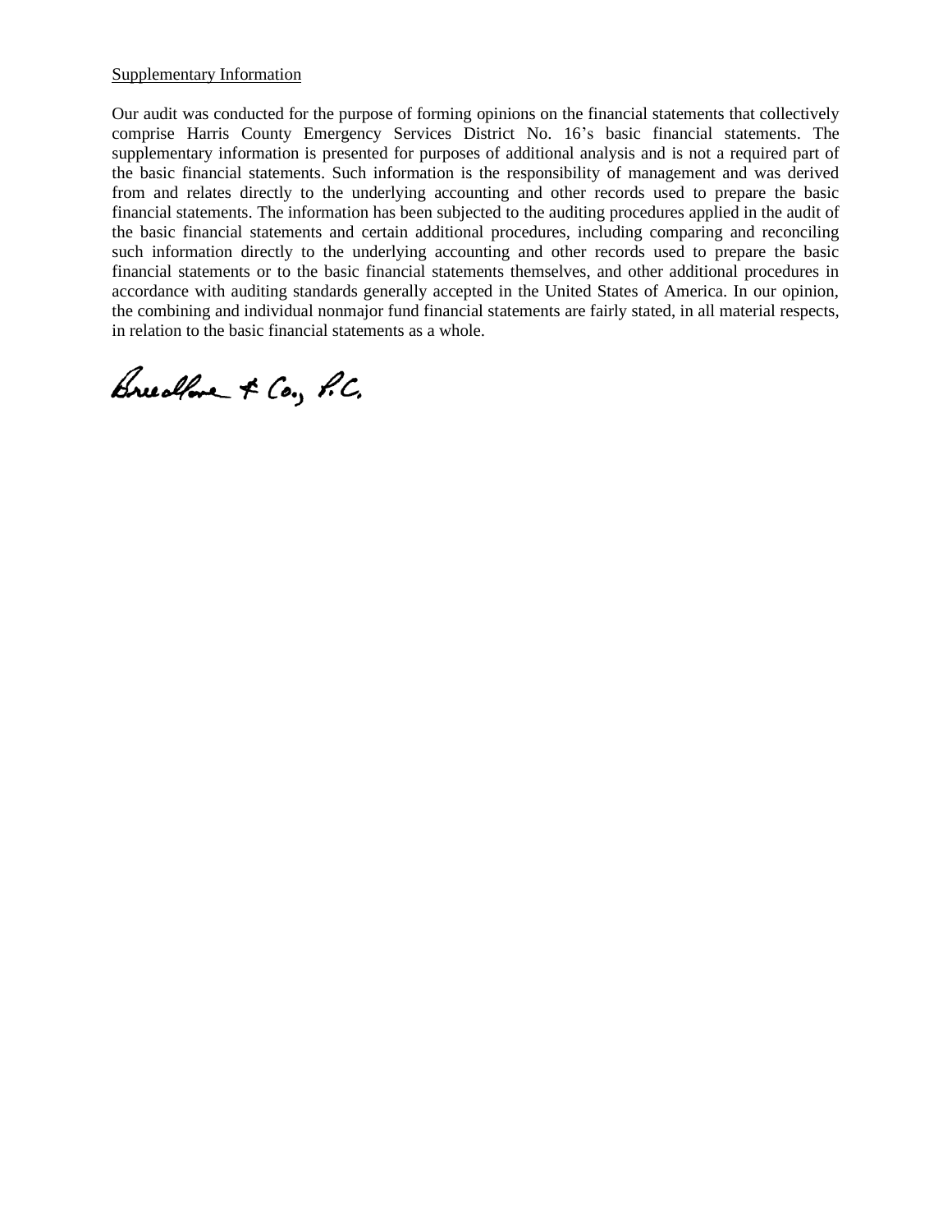<u>Supplementary Information</u>

Our audit was conducted for the purpose of forming opinions on the financial statements that collectively comprise Harris County Emergency Services District No. 16's basic financial statements. The supplementary information is presented for purposes of additional analysis and is not a required part of the basic financial statements. Such information is the responsibility of management and was derived from and relates directly to the underlying accounting and other records used to prepare the basic financial statements. The information has been subjected to the auditing procedures applied in the audit of the basic financial statements and certain additional procedures, including comparing and reconciling such information directly to the underlying accounting and other records used to prepare the basic financial statements or to the basic financial statements themselves, and other additional procedures in accordance with auditing standards generally accepted in the United States of America. In our opinion, the combining and individual nonmajor fund financial statements are fairly stated, in all material respects, in relation to the basic financial statements as a whole.

Breedlove & Co., P.C.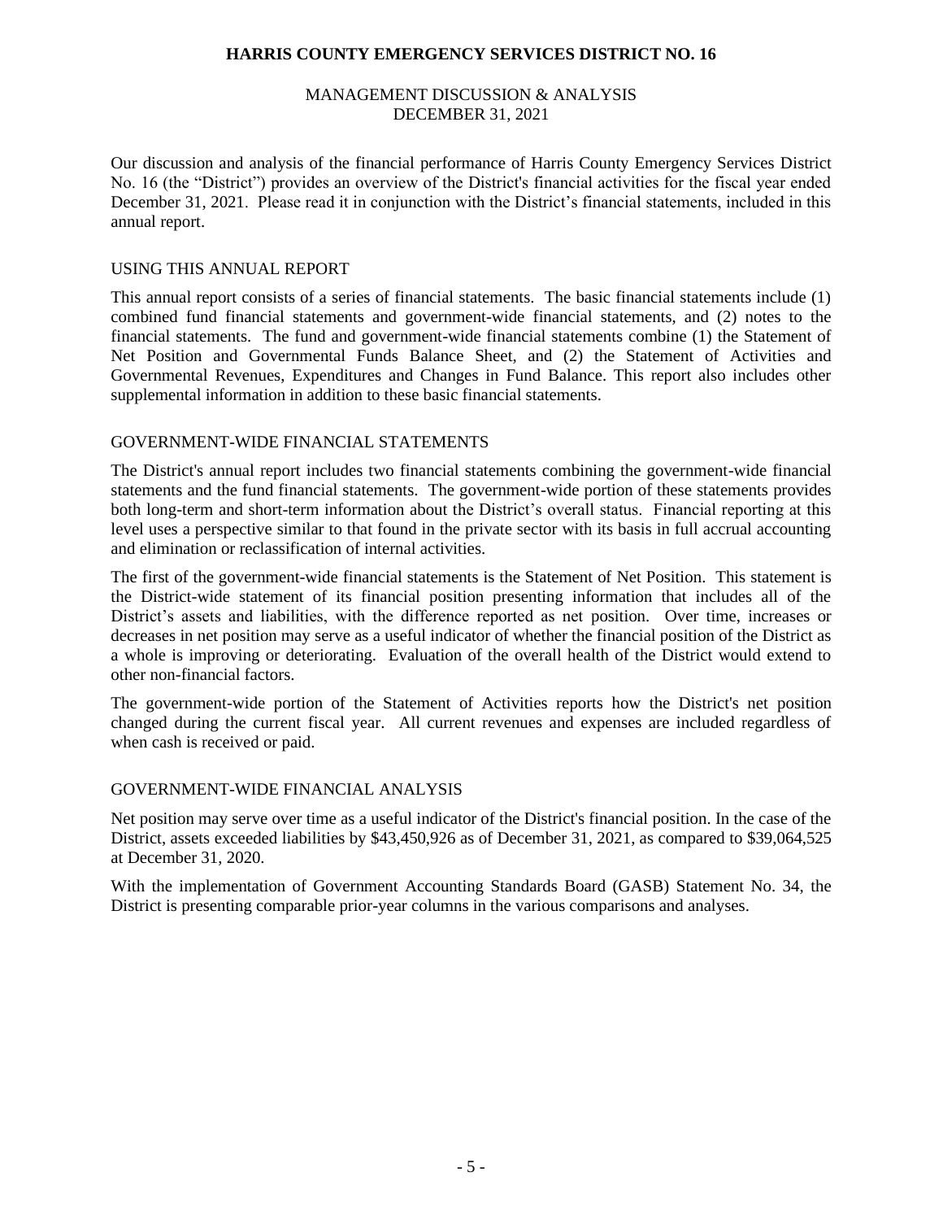# HARRIS COUNTY EMERGENCY SERVICES DISTRICT NO. 16

## MANAGEMENT DISCUSSION & ANALYSIS
## DECEMBER 31, 2021

Our discussion and analysis of the financial performance of Harris County Emergency Services District No. 16 (the "District") provides an overview of the District's financial activities for the fiscal year ended December 31, 2021. Please read it in conjunction with the District's financial statements, included in this annual report.

### USING THIS ANNUAL REPORT

This annual report consists of a series of financial statements. The basic financial statements include (1) combined fund financial statements and government-wide financial statements, and (2) notes to the financial statements. The fund and government-wide financial statements combine (1) the Statement of Net Position and Governmental Funds Balance Sheet, and (2) the Statement of Activities and Governmental Revenues, Expenditures and Changes in Fund Balance. This report also includes other supplemental information in addition to these basic financial statements.

### GOVERNMENT-WIDE FINANCIAL STATEMENTS

The District's annual report includes two financial statements combining the government-wide financial statements and the fund financial statements. The government-wide portion of these statements provides both long-term and short-term information about the District's overall status. Financial reporting at this level uses a perspective similar to that found in the private sector with its basis in full accrual accounting and elimination or reclassification of internal activities.

The first of the government-wide financial statements is the Statement of Net Position. This statement is the District-wide statement of its financial position presenting information that includes all of the District's assets and liabilities, with the difference reported as net position. Over time, increases or decreases in net position may serve as a useful indicator of whether the financial position of the District as a whole is improving or deteriorating. Evaluation of the overall health of the District would extend to other non-financial factors.

The government-wide portion of the Statement of Activities reports how the District's net position changed during the current fiscal year. All current revenues and expenses are included regardless of when cash is received or paid.

### GOVERNMENT-WIDE FINANCIAL ANALYSIS

Net position may serve over time as a useful indicator of the District's financial position. In the case of the District, assets exceeded liabilities by $43,450,926 as of December 31, 2021, as compared to $39,064,525 at December 31, 2020.

With the implementation of Government Accounting Standards Board (GASB) Statement No. 34, the District is presenting comparable prior-year columns in the various comparisons and analyses.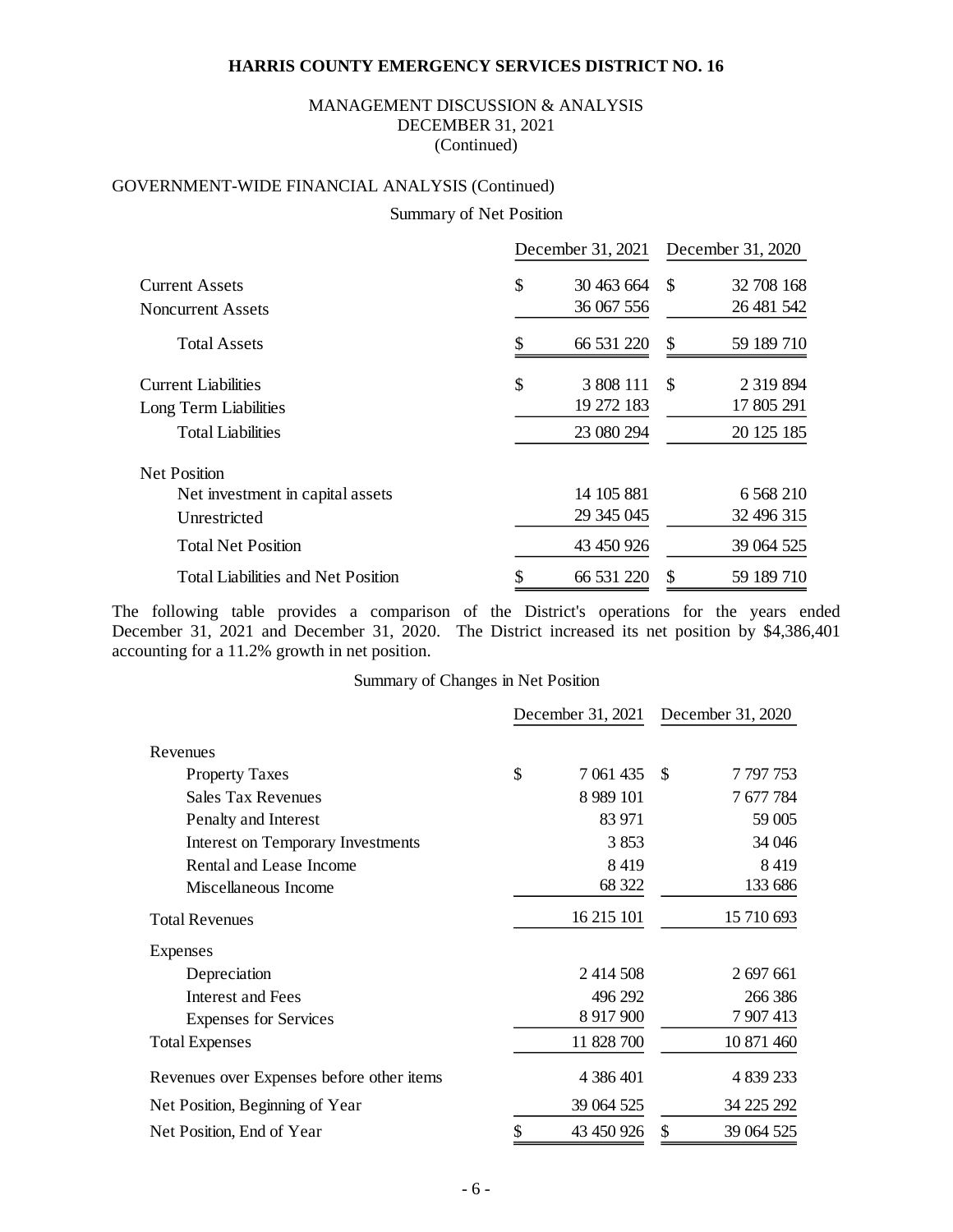**HARRIS COUNTY EMERGENCY SERVICES DISTRICT NO. 16**

MANAGEMENT DISCUSSION & ANALYSIS
DECEMBER 31, 2021
(Continued)

## GOVERNMENT-WIDE FINANCIAL ANALYSIS (Continued)

Summary of Net Position

| | December 31, 2021 | December 31, 2020 |
|---|---|---|
| Current Assets | $ 30 463 664 | $ 32 708 168 |
| Noncurrent Assets | 36 067 556 | 26 481 542 |
| Total Assets | $ 66 531 220 | $ 59 189 710 |
| Current Liabilities | $ 3 808 111 | $ 2 319 894 |
| Long Term Liabilities | 19 272 183 | 17 805 291 |
| Total Liabilities | 23 080 294 | 20 125 185 |
| Net Position | | |
| Net investment in capital assets | 14 105 881 | 6 568 210 |
| Unrestricted | 29 345 045 | 32 496 315 |
| Total Net Position | 43 450 926 | 39 064 525 |
| Total Liabilities and Net Position | $ 66 531 220 | $ 59 189 710 |

The following table provides a comparison of the District's operations for the years ended December 31, 2021 and December 31, 2020. The District increased its net position by $4,386,401 accounting for a 11.2% growth in net position.

Summary of Changes in Net Position

| | December 31, 2021 | December 31, 2020 |
|---|---|---|
| Revenues | | |
| Property Taxes | $ 7 061 435 | $ 7 797 753 |
| Sales Tax Revenues | 8 989 101 | 7 677 784 |
| Penalty and Interest | 83 971 | 59 005 |
| Interest on Temporary Investments | 3 853 | 34 046 |
| Rental and Lease Income | 8 419 | 8 419 |
| Miscellaneous Income | 68 322 | 133 686 |
| Total Revenues | 16 215 101 | 15 710 693 |
| Expenses | | |
| Depreciation | 2 414 508 | 2 697 661 |
| Interest and Fees | 496 292 | 266 386 |
| Expenses for Services | 8 917 900 | 7 907 413 |
| Total Expenses | 11 828 700 | 10 871 460 |
| Revenues over Expenses before other items | 4 386 401 | 4 839 233 |
| Net Position, Beginning of Year | 39 064 525 | 34 225 292 |
| Net Position, End of Year | $ 43 450 926 | $ 39 064 525 |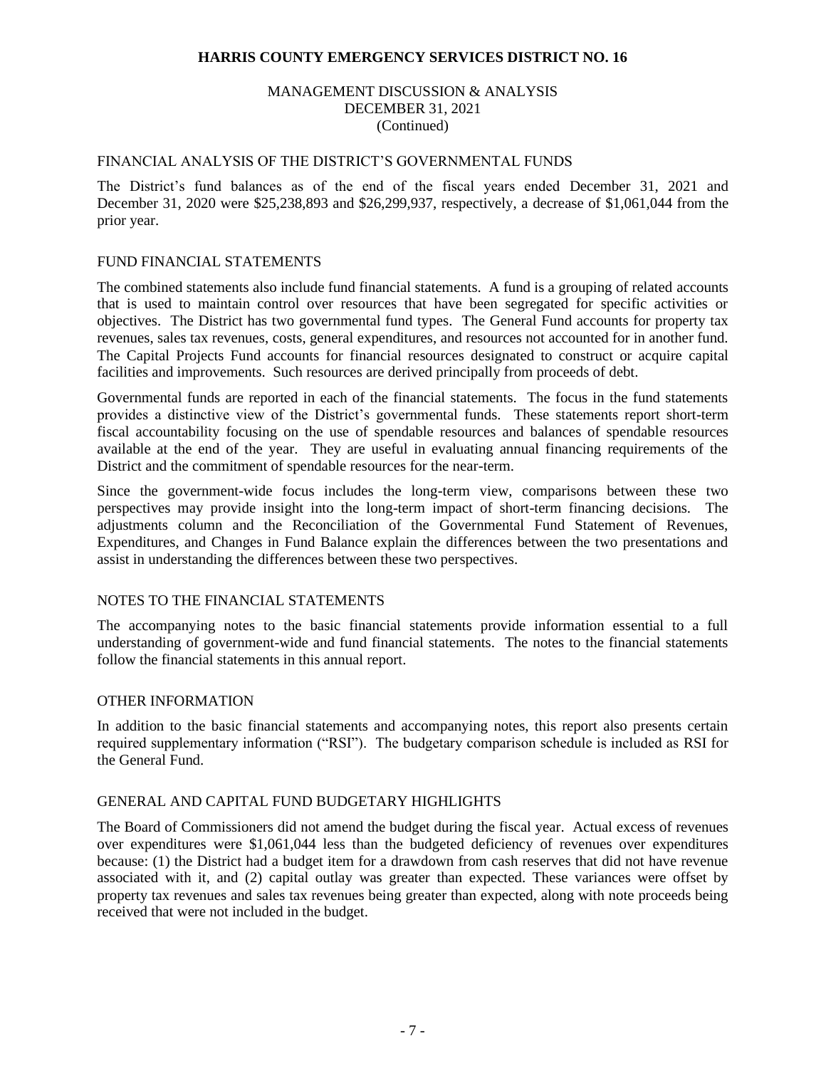## HARRIS COUNTY EMERGENCY SERVICES DISTRICT NO. 16

MANAGEMENT DISCUSSION & ANALYSIS
DECEMBER 31, 2021
(Continued)

### FINANCIAL ANALYSIS OF THE DISTRICT'S GOVERNMENTAL FUNDS

The District's fund balances as of the end of the fiscal years ended December 31, 2021 and December 31, 2020 were $25,238,893 and $26,299,937, respectively, a decrease of $1,061,044 from the prior year.

### FUND FINANCIAL STATEMENTS

The combined statements also include fund financial statements. A fund is a grouping of related accounts that is used to maintain control over resources that have been segregated for specific activities or objectives. The District has two governmental fund types. The General Fund accounts for property tax revenues, sales tax revenues, costs, general expenditures, and resources not accounted for in another fund. The Capital Projects Fund accounts for financial resources designated to construct or acquire capital facilities and improvements. Such resources are derived principally from proceeds of debt.

Governmental funds are reported in each of the financial statements. The focus in the fund statements provides a distinctive view of the District's governmental funds. These statements report short-term fiscal accountability focusing on the use of spendable resources and balances of spendable resources available at the end of the year. They are useful in evaluating annual financing requirements of the District and the commitment of spendable resources for the near-term.

Since the government-wide focus includes the long-term view, comparisons between these two perspectives may provide insight into the long-term impact of short-term financing decisions. The adjustments column and the Reconciliation of the Governmental Fund Statement of Revenues, Expenditures, and Changes in Fund Balance explain the differences between the two presentations and assist in understanding the differences between these two perspectives.

### NOTES TO THE FINANCIAL STATEMENTS

The accompanying notes to the basic financial statements provide information essential to a full understanding of government-wide and fund financial statements. The notes to the financial statements follow the financial statements in this annual report.

### OTHER INFORMATION

In addition to the basic financial statements and accompanying notes, this report also presents certain required supplementary information ("RSI"). The budgetary comparison schedule is included as RSI for the General Fund.

### GENERAL AND CAPITAL FUND BUDGETARY HIGHLIGHTS

The Board of Commissioners did not amend the budget during the fiscal year. Actual excess of revenues over expenditures were $1,061,044 less than the budgeted deficiency of revenues over expenditures because: (1) the District had a budget item for a drawdown from cash reserves that did not have revenue associated with it, and (2) capital outlay was greater than expected. These variances were offset by property tax revenues and sales tax revenues being greater than expected, along with note proceeds being received that were not included in the budget.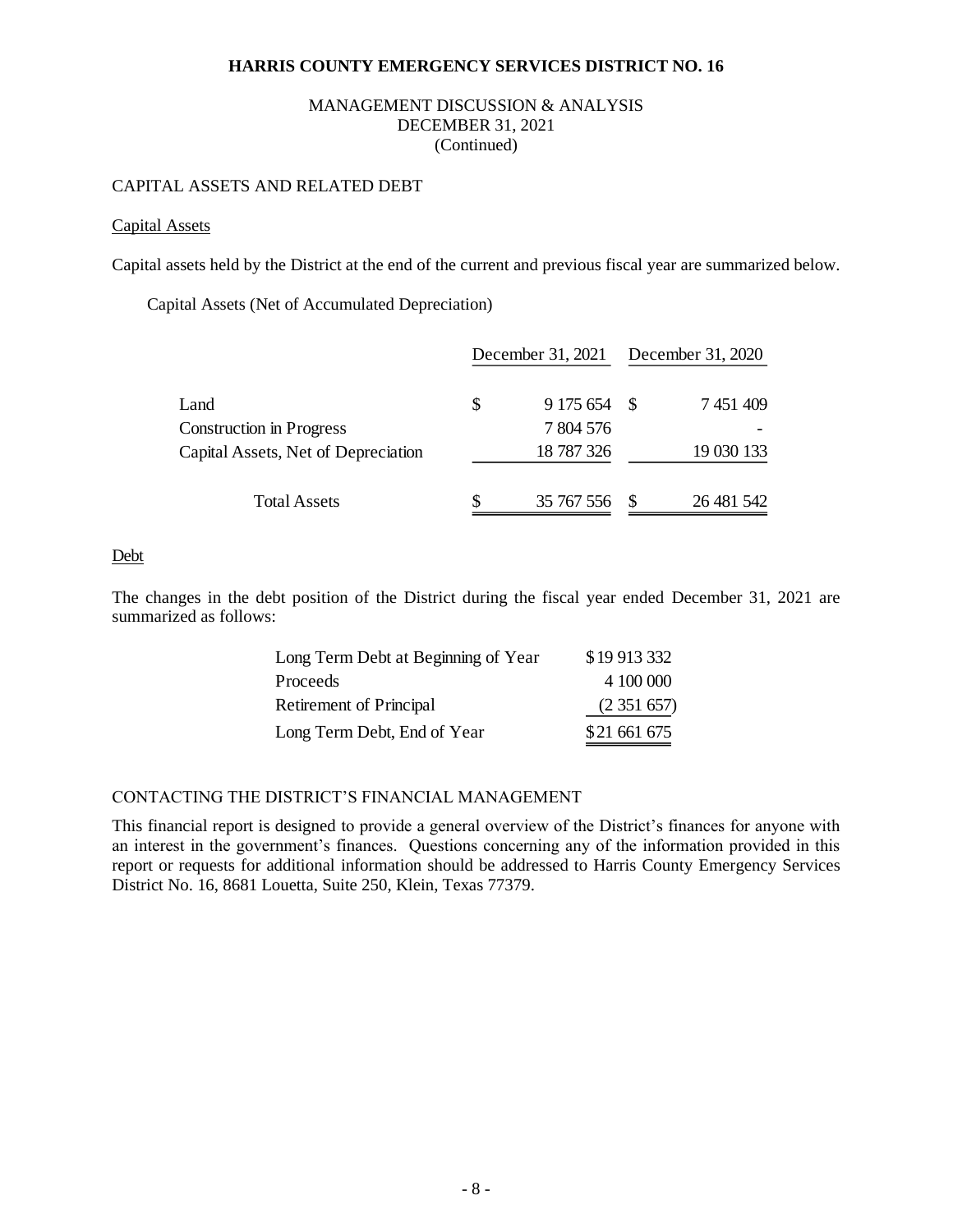# HARRIS COUNTY EMERGENCY SERVICES DISTRICT NO. 16

MANAGEMENT DISCUSSION & ANALYSIS
DECEMBER 31, 2021
(Continued)

## CAPITAL ASSETS AND RELATED DEBT

### Capital Assets

Capital assets held by the District at the end of the current and previous fiscal year are summarized below.

Capital Assets (Net of Accumulated Depreciation)

| | December 31, 2021 | December 31, 2020 |
|---|---|---|
| Land | $ 9 175 654 | $ 7 451 409 |
| Construction in Progress | 7 804 576 | - |
| Capital Assets, Net of Depreciation | 18 787 326 | 19 030 133 |
| Total Assets | $ 35 767 556 | $ 26 481 542 |

### Debt

The changes in the debt position of the District during the fiscal year ended December 31, 2021 are summarized as follows:

| | |
|---|---|
| Long Term Debt at Beginning of Year | $19 913 332 |
| Proceeds | 4 100 000 |
| Retirement of Principal | (2 351 657) |
| Long Term Debt, End of Year | $21 661 675 |

## CONTACTING THE DISTRICT'S FINANCIAL MANAGEMENT

This financial report is designed to provide a general overview of the District's finances for anyone with an interest in the government's finances. Questions concerning any of the information provided in this report or requests for additional information should be addressed to Harris County Emergency Services District No. 16, 8681 Louetta, Suite 250, Klein, Texas 77379.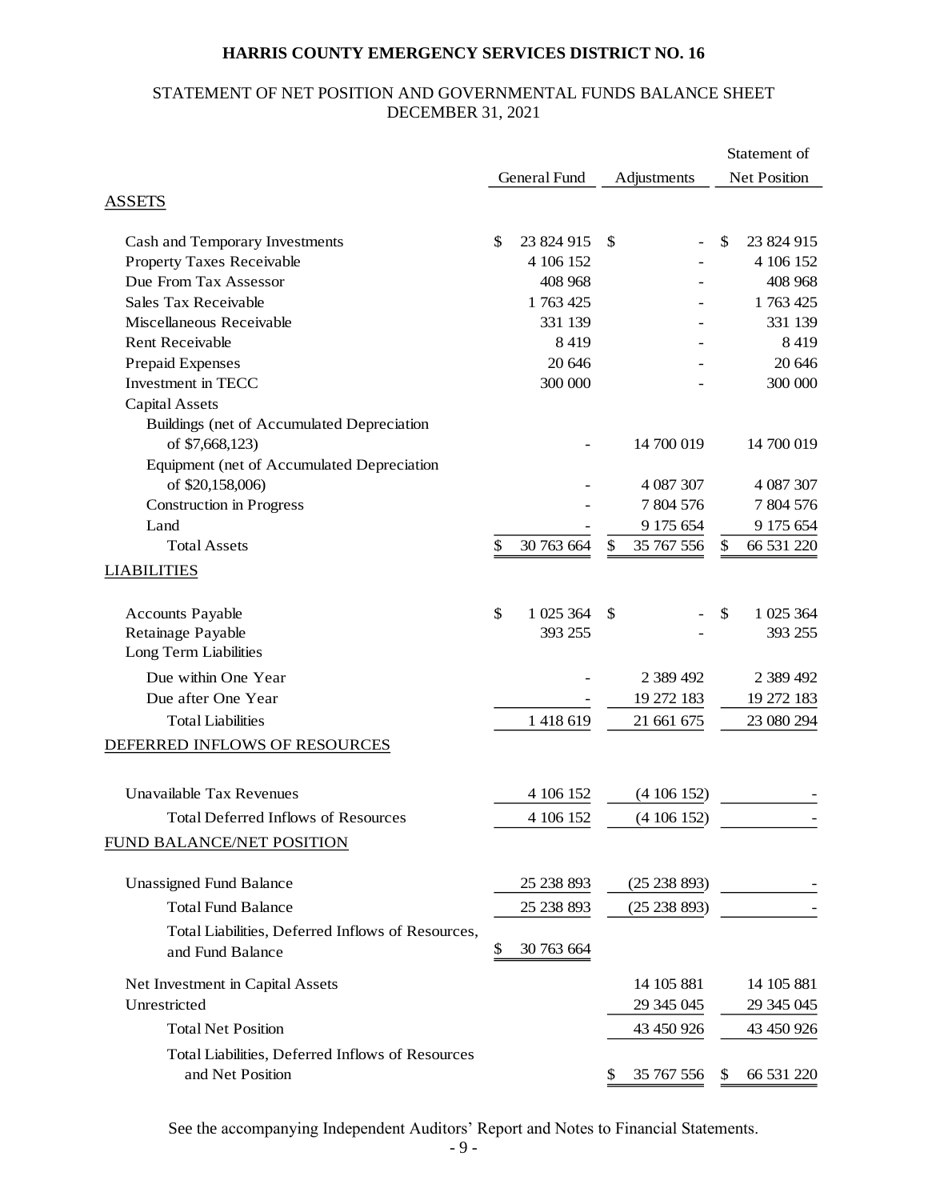# HARRIS COUNTY EMERGENCY SERVICES DISTRICT NO. 16

## STATEMENT OF NET POSITION AND GOVERNMENTAL FUNDS BALANCE SHEET
## DECEMBER 31, 2021

| | General Fund | Adjustments | Statement of Net Position |
|---|---|---|---|
| **ASSETS** | | | |
| Cash and Temporary Investments | $ 23 824 915 | $ - | $ 23 824 915 |
| Property Taxes Receivable | 4 106 152 | - | 4 106 152 |
| Due From Tax Assessor | 408 968 | - | 408 968 |
| Sales Tax Receivable | 1 763 425 | - | 1 763 425 |
| Miscellaneous Receivable | 331 139 | - | 331 139 |
| Rent Receivable | 8 419 | - | 8 419 |
| Prepaid Expenses | 20 646 | - | 20 646 |
| Investment in TECC | 300 000 | - | 300 000 |
| Capital Assets | | | |
| Buildings (net of Accumulated Depreciation of $7,668,123) | - | 14 700 019 | 14 700 019 |
| Equipment (net of Accumulated Depreciation of $20,158,006) | - | 4 087 307 | 4 087 307 |
| Construction in Progress | - | 7 804 576 | 7 804 576 |
| Land | - | 9 175 654 | 9 175 654 |
| Total Assets | $ 30 763 664 | $ 35 767 556 | $ 66 531 220 |
| **LIABILITIES** | | | |
| Accounts Payable | $ 1 025 364 | $ - | $ 1 025 364 |
| Retainage Payable | 393 255 | - | 393 255 |
| Long Term Liabilities | | | |
| Due within One Year | - | 2 389 492 | 2 389 492 |
| Due after One Year | - | 19 272 183 | 19 272 183 |
| Total Liabilities | 1 418 619 | 21 661 675 | 23 080 294 |
| **DEFERRED INFLOWS OF RESOURCES** | | | |
| Unavailable Tax Revenues | 4 106 152 | (4 106 152) | - |
| Total Deferred Inflows of Resources | 4 106 152 | (4 106 152) | - |
| **FUND BALANCE/NET POSITION** | | | |
| Unassigned Fund Balance | 25 238 893 | (25 238 893) | - |
| Total Fund Balance | 25 238 893 | (25 238 893) | - |
| Total Liabilities, Deferred Inflows of Resources, and Fund Balance | $ 30 763 664 | | |
| Net Investment in Capital Assets | | 14 105 881 | 14 105 881 |
| Unrestricted | | 29 345 045 | 29 345 045 |
| Total Net Position | | 43 450 926 | 43 450 926 |
| Total Liabilities, Deferred Inflows of Resources and Net Position | | $ 35 767 556 | $ 66 531 220 |

See the accompanying Independent Auditors' Report and Notes to Financial Statements.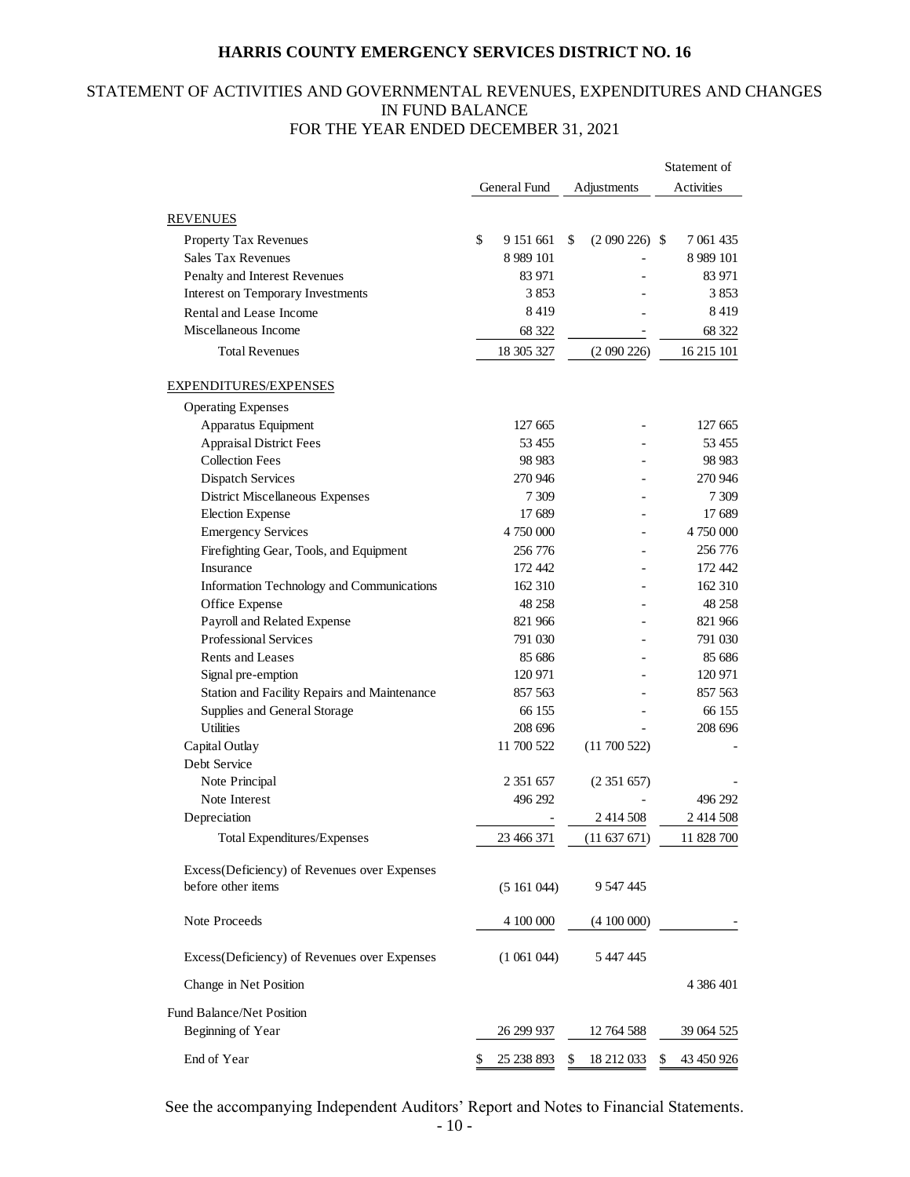# HARRIS COUNTY EMERGENCY SERVICES DISTRICT NO. 16

## STATEMENT OF ACTIVITIES AND GOVERNMENTAL REVENUES, EXPENDITURES AND CHANGES IN FUND BALANCE
## FOR THE YEAR ENDED DECEMBER 31, 2021

| | General Fund | Adjustments | Statement of Activities |
|---|---|---|---|
| **REVENUES** | | | |
| Property Tax Revenues | $ 9 151 661 | $ (2 090 226) | $ 7 061 435 |
| Sales Tax Revenues | 8 989 101 | - | 8 989 101 |
| Penalty and Interest Revenues | 83 971 | - | 83 971 |
| Interest on Temporary Investments | 3 853 | - | 3 853 |
| Rental and Lease Income | 8 419 | - | 8 419 |
| Miscellaneous Income | 68 322 | - | 68 322 |
| Total Revenues | 18 305 327 | (2 090 226) | 16 215 101 |
| **EXPENDITURES/EXPENSES** | | | |
| Operating Expenses | | | |
| Apparatus Equipment | 127 665 | - | 127 665 |
| Appraisal District Fees | 53 455 | - | 53 455 |
| Collection Fees | 98 983 | - | 98 983 |
| Dispatch Services | 270 946 | - | 270 946 |
| District Miscellaneous Expenses | 7 309 | - | 7 309 |
| Election Expense | 17 689 | - | 17 689 |
| Emergency Services | 4 750 000 | - | 4 750 000 |
| Firefighting Gear, Tools, and Equipment | 256 776 | - | 256 776 |
| Insurance | 172 442 | - | 172 442 |
| Information Technology and Communications | 162 310 | - | 162 310 |
| Office Expense | 48 258 | - | 48 258 |
| Payroll and Related Expense | 821 966 | - | 821 966 |
| Professional Services | 791 030 | - | 791 030 |
| Rents and Leases | 85 686 | - | 85 686 |
| Signal pre-emption | 120 971 | - | 120 971 |
| Station and Facility Repairs and Maintenance | 857 563 | - | 857 563 |
| Supplies and General Storage | 66 155 | - | 66 155 |
| Utilities | 208 696 | - | 208 696 |
| Capital Outlay | 11 700 522 | (11 700 522) | - |
| Debt Service | | | |
| Note Principal | 2 351 657 | (2 351 657) | - |
| Note Interest | 496 292 | - | 496 292 |
| Depreciation | - | 2 414 508 | 2 414 508 |
| Total Expenditures/Expenses | 23 466 371 | (11 637 671) | 11 828 700 |
| Excess(Deficiency) of Revenues over Expenses before other items | (5 161 044) | 9 547 445 | |
| Note Proceeds | 4 100 000 | (4 100 000) | - |
| Excess(Deficiency) of Revenues over Expenses | (1 061 044) | 5 447 445 | |
| Change in Net Position | | | 4 386 401 |
| Fund Balance/Net Position | | | |
| Beginning of Year | 26 299 937 | 12 764 588 | 39 064 525 |
| End of Year | $ 25 238 893 | $ 18 212 033 | $ 43 450 926 |

See the accompanying Independent Auditors' Report and Notes to Financial Statements.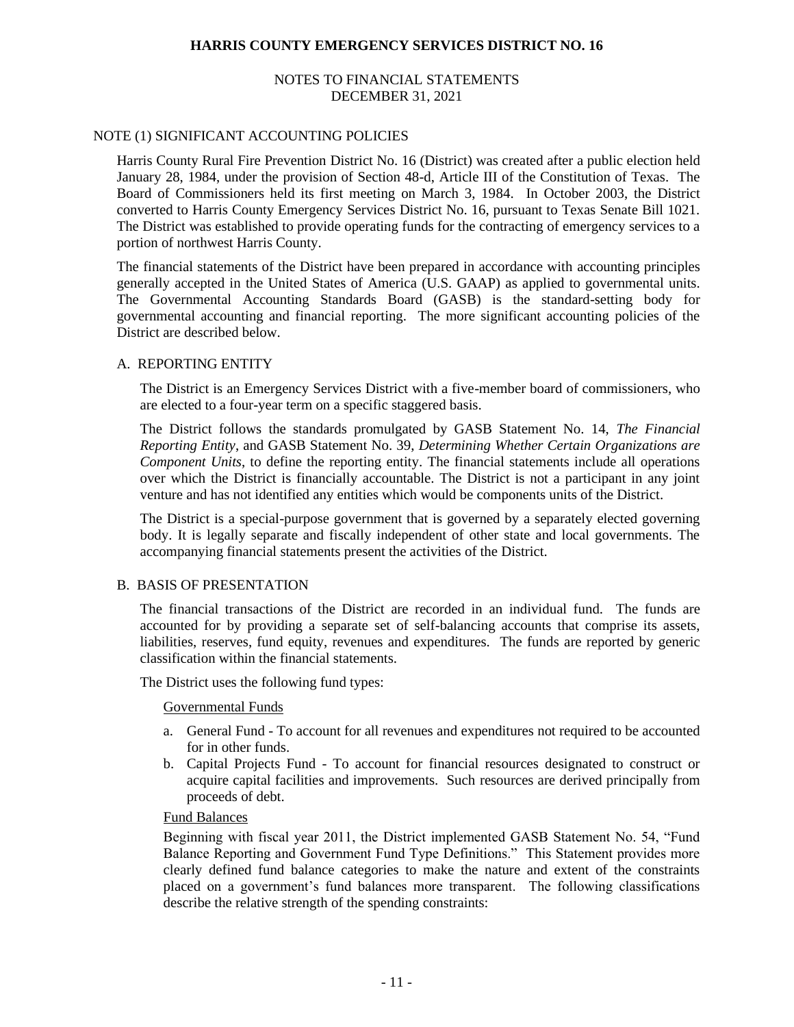# HARRIS COUNTY EMERGENCY SERVICES DISTRICT NO. 16

NOTES TO FINANCIAL STATEMENTS
DECEMBER 31, 2021

## NOTE (1) SIGNIFICANT ACCOUNTING POLICIES

Harris County Rural Fire Prevention District No. 16 (District) was created after a public election held January 28, 1984, under the provision of Section 48-d, Article III of the Constitution of Texas. The Board of Commissioners held its first meeting on March 3, 1984. In October 2003, the District converted to Harris County Emergency Services District No. 16, pursuant to Texas Senate Bill 1021. The District was established to provide operating funds for the contracting of emergency services to a portion of northwest Harris County.

The financial statements of the District have been prepared in accordance with accounting principles generally accepted in the United States of America (U.S. GAAP) as applied to governmental units. The Governmental Accounting Standards Board (GASB) is the standard-setting body for governmental accounting and financial reporting. The more significant accounting policies of the District are described below.

### A. REPORTING ENTITY

The District is an Emergency Services District with a five-member board of commissioners, who are elected to a four-year term on a specific staggered basis.

The District follows the standards promulgated by GASB Statement No. 14, *The Financial Reporting Entity*, and GASB Statement No. 39, *Determining Whether Certain Organizations are Component Units*, to define the reporting entity. The financial statements include all operations over which the District is financially accountable. The District is not a participant in any joint venture and has not identified any entities which would be components units of the District.

The District is a special-purpose government that is governed by a separately elected governing body. It is legally separate and fiscally independent of other state and local governments. The accompanying financial statements present the activities of the District.

### B. BASIS OF PRESENTATION

The financial transactions of the District are recorded in an individual fund. The funds are accounted for by providing a separate set of self-balancing accounts that comprise its assets, liabilities, reserves, fund equity, revenues and expenditures. The funds are reported by generic classification within the financial statements.

The District uses the following fund types:

Governmental Funds

a. General Fund - To account for all revenues and expenditures not required to be accounted for in other funds.
b. Capital Projects Fund - To account for financial resources designated to construct or acquire capital facilities and improvements. Such resources are derived principally from proceeds of debt.

Fund Balances

Beginning with fiscal year 2011, the District implemented GASB Statement No. 54, "Fund Balance Reporting and Government Fund Type Definitions." This Statement provides more clearly defined fund balance categories to make the nature and extent of the constraints placed on a government's fund balances more transparent. The following classifications describe the relative strength of the spending constraints: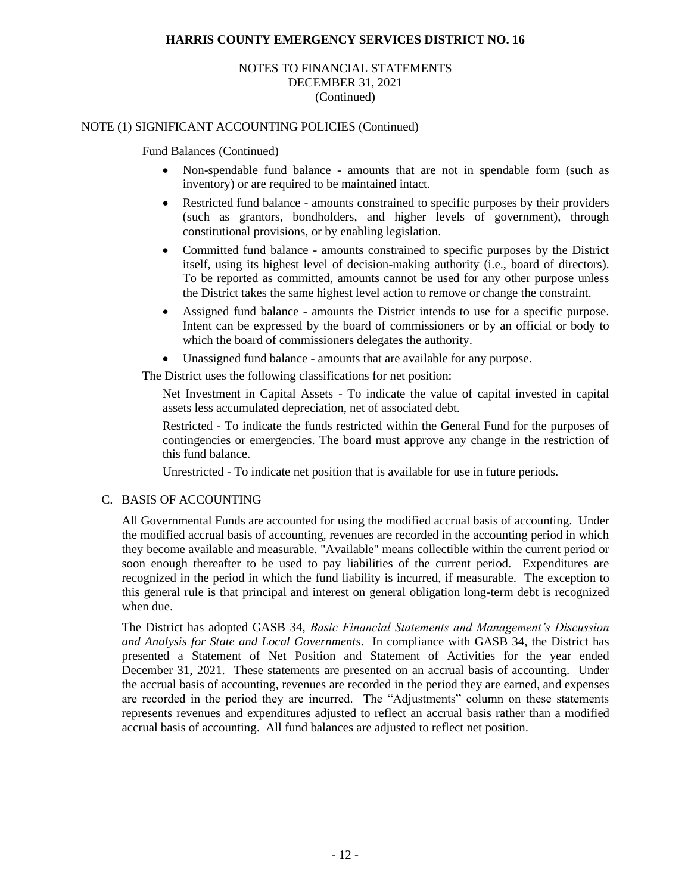## NOTE (1) SIGNIFICANT ACCOUNTING POLICIES (Continued)

Fund Balances (Continued)

- Non-spendable fund balance - amounts that are not in spendable form (such as inventory) or are required to be maintained intact.
- Restricted fund balance - amounts constrained to specific purposes by their providers (such as grantors, bondholders, and higher levels of government), through constitutional provisions, or by enabling legislation.
- Committed fund balance - amounts constrained to specific purposes by the District itself, using its highest level of decision-making authority (i.e., board of directors). To be reported as committed, amounts cannot be used for any other purpose unless the District takes the same highest level action to remove or change the constraint.
- Assigned fund balance - amounts the District intends to use for a specific purpose. Intent can be expressed by the board of commissioners or by an official or body to which the board of commissioners delegates the authority.
- Unassigned fund balance - amounts that are available for any purpose.

The District uses the following classifications for net position:

Net Investment in Capital Assets - To indicate the value of capital invested in capital assets less accumulated depreciation, net of associated debt.

Restricted - To indicate the funds restricted within the General Fund for the purposes of contingencies or emergencies. The board must approve any change in the restriction of this fund balance.

Unrestricted - To indicate net position that is available for use in future periods.

### C. BASIS OF ACCOUNTING

All Governmental Funds are accounted for using the modified accrual basis of accounting. Under the modified accrual basis of accounting, revenues are recorded in the accounting period in which they become available and measurable. "Available" means collectible within the current period or soon enough thereafter to be used to pay liabilities of the current period. Expenditures are recognized in the period in which the fund liability is incurred, if measurable. The exception to this general rule is that principal and interest on general obligation long-term debt is recognized when due.

The District has adopted GASB 34, *Basic Financial Statements and Management's Discussion and Analysis for State and Local Governments*. In compliance with GASB 34, the District has presented a Statement of Net Position and Statement of Activities for the year ended December 31, 2021. These statements are presented on an accrual basis of accounting. Under the accrual basis of accounting, revenues are recorded in the period they are earned, and expenses are recorded in the period they are incurred. The "Adjustments" column on these statements represents revenues and expenditures adjusted to reflect an accrual basis rather than a modified accrual basis of accounting. All fund balances are adjusted to reflect net position.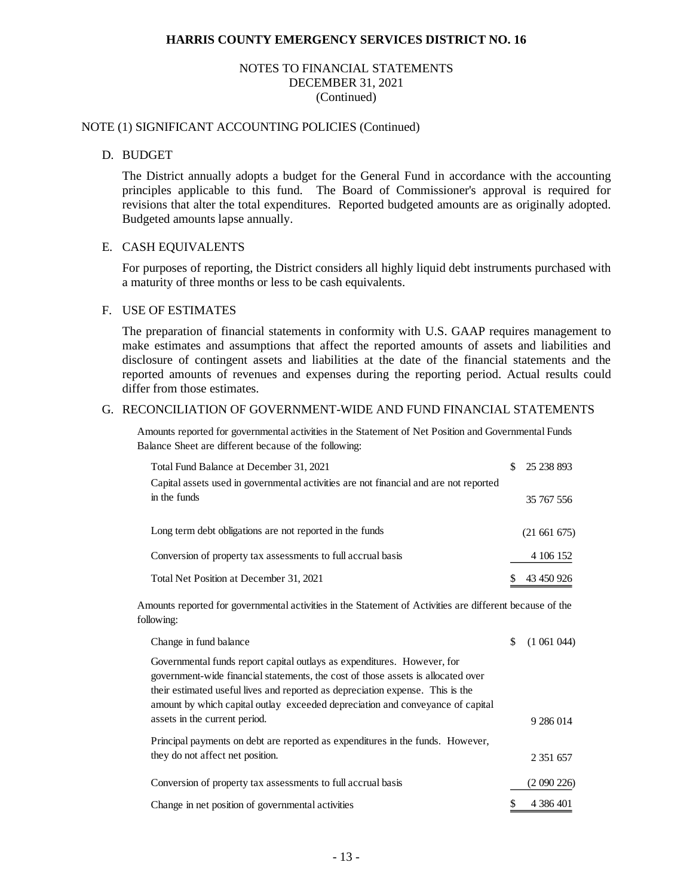HARRIS COUNTY EMERGENCY SERVICES DISTRICT NO. 16

NOTES TO FINANCIAL STATEMENTS
DECEMBER 31, 2021
(Continued)

NOTE (1) SIGNIFICANT ACCOUNTING POLICIES (Continued)

D. BUDGET

The District annually adopts a budget for the General Fund in accordance with the accounting principles applicable to this fund. The Board of Commissioner's approval is required for revisions that alter the total expenditures. Reported budgeted amounts are as originally adopted. Budgeted amounts lapse annually.

E. CASH EQUIVALENTS

For purposes of reporting, the District considers all highly liquid debt instruments purchased with a maturity of three months or less to be cash equivalents.

F. USE OF ESTIMATES

The preparation of financial statements in conformity with U.S. GAAP requires management to make estimates and assumptions that affect the reported amounts of assets and liabilities and disclosure of contingent assets and liabilities at the date of the financial statements and the reported amounts of revenues and expenses during the reporting period. Actual results could differ from those estimates.

G. RECONCILIATION OF GOVERNMENT-WIDE AND FUND FINANCIAL STATEMENTS

Amounts reported for governmental activities in the Statement of Net Position and Governmental Funds Balance Sheet are different because of the following:

| | |
|---|---|
| Total Fund Balance at December 31, 2021 | $ 25 238 893 |
| Capital assets used in governmental activities are not financial and are not reported in the funds | 35 767 556 |
| Long term debt obligations are not reported in the funds | (21 661 675) |
| Conversion of property tax assessments to full accrual basis | 4 106 152 |
| Total Net Position at December 31, 2021 | $ 43 450 926 |

Amounts reported for governmental activities in the Statement of Activities are different because of the following:

| | |
|---|---|
| Change in fund balance | $ (1 061 044) |
| Governmental funds report capital outlays as expenditures. However, for government-wide financial statements, the cost of those assets is allocated over their estimated useful lives and reported as depreciation expense. This is the amount by which capital outlay exceeded depreciation and conveyance of capital assets in the current period. | 9 286 014 |
| Principal payments on debt are reported as expenditures in the funds. However, they do not affect net position. | 2 351 657 |
| Conversion of property tax assessments to full accrual basis | (2 090 226) |
| Change in net position of governmental activities | $ 4 386 401 |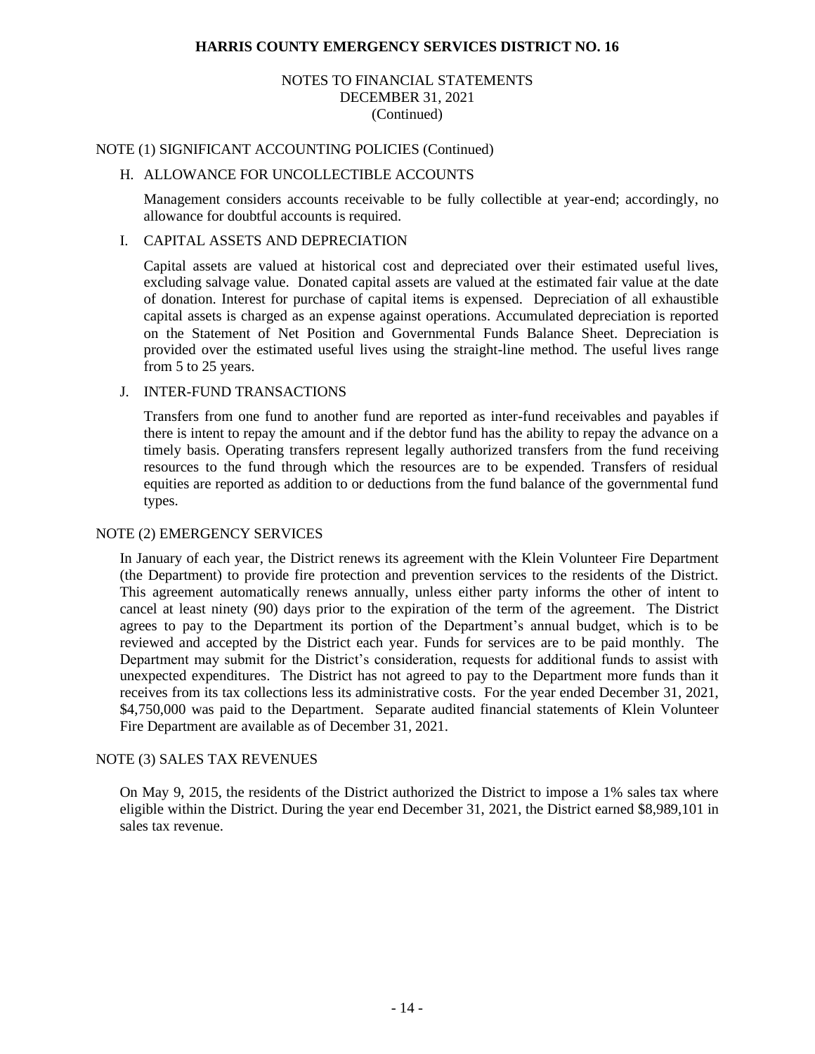# HARRIS COUNTY EMERGENCY SERVICES DISTRICT NO. 16

NOTES TO FINANCIAL STATEMENTS
DECEMBER 31, 2021
(Continued)

## NOTE (1) SIGNIFICANT ACCOUNTING POLICIES (Continued)

### H. ALLOWANCE FOR UNCOLLECTIBLE ACCOUNTS

Management considers accounts receivable to be fully collectible at year-end; accordingly, no allowance for doubtful accounts is required.

### I. CAPITAL ASSETS AND DEPRECIATION

Capital assets are valued at historical cost and depreciated over their estimated useful lives, excluding salvage value. Donated capital assets are valued at the estimated fair value at the date of donation. Interest for purchase of capital items is expensed. Depreciation of all exhaustible capital assets is charged as an expense against operations. Accumulated depreciation is reported on the Statement of Net Position and Governmental Funds Balance Sheet. Depreciation is provided over the estimated useful lives using the straight-line method. The useful lives range from 5 to 25 years.

### J. INTER-FUND TRANSACTIONS

Transfers from one fund to another fund are reported as inter-fund receivables and payables if there is intent to repay the amount and if the debtor fund has the ability to repay the advance on a timely basis. Operating transfers represent legally authorized transfers from the fund receiving resources to the fund through which the resources are to be expended. Transfers of residual equities are reported as addition to or deductions from the fund balance of the governmental fund types.

## NOTE (2) EMERGENCY SERVICES

In January of each year, the District renews its agreement with the Klein Volunteer Fire Department (the Department) to provide fire protection and prevention services to the residents of the District. This agreement automatically renews annually, unless either party informs the other of intent to cancel at least ninety (90) days prior to the expiration of the term of the agreement. The District agrees to pay to the Department its portion of the Department's annual budget, which is to be reviewed and accepted by the District each year. Funds for services are to be paid monthly. The Department may submit for the District's consideration, requests for additional funds to assist with unexpected expenditures. The District has not agreed to pay to the Department more funds than it receives from its tax collections less its administrative costs. For the year ended December 31, 2021, $4,750,000 was paid to the Department. Separate audited financial statements of Klein Volunteer Fire Department are available as of December 31, 2021.

## NOTE (3) SALES TAX REVENUES

On May 9, 2015, the residents of the District authorized the District to impose a 1% sales tax where eligible within the District. During the year end December 31, 2021, the District earned $8,989,101 in sales tax revenue.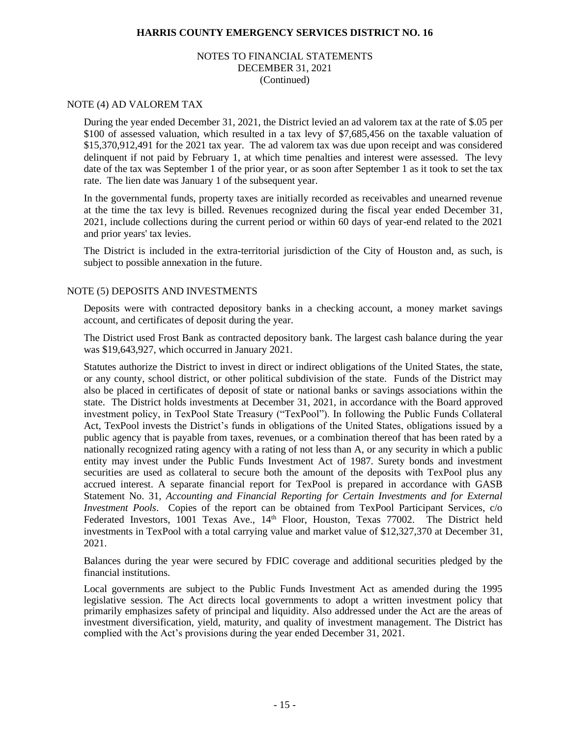## NOTE (4) AD VALOREM TAX

During the year ended December 31, 2021, the District levied an ad valorem tax at the rate of $.05 per $100 of assessed valuation, which resulted in a tax levy of $7,685,456 on the taxable valuation of $15,370,912,491 for the 2021 tax year. The ad valorem tax was due upon receipt and was considered delinquent if not paid by February 1, at which time penalties and interest were assessed. The levy date of the tax was September 1 of the prior year, or as soon after September 1 as it took to set the tax rate. The lien date was January 1 of the subsequent year.

In the governmental funds, property taxes are initially recorded as receivables and unearned revenue at the time the tax levy is billed. Revenues recognized during the fiscal year ended December 31, 2021, include collections during the current period or within 60 days of year-end related to the 2021 and prior years' tax levies.

The District is included in the extra-territorial jurisdiction of the City of Houston and, as such, is subject to possible annexation in the future.

## NOTE (5) DEPOSITS AND INVESTMENTS

Deposits were with contracted depository banks in a checking account, a money market savings account, and certificates of deposit during the year.

The District used Frost Bank as contracted depository bank. The largest cash balance during the year was $19,643,927, which occurred in January 2021.

Statutes authorize the District to invest in direct or indirect obligations of the United States, the state, or any county, school district, or other political subdivision of the state. Funds of the District may also be placed in certificates of deposit of state or national banks or savings associations within the state. The District holds investments at December 31, 2021, in accordance with the Board approved investment policy, in TexPool State Treasury ("TexPool"). In following the Public Funds Collateral Act, TexPool invests the District's funds in obligations of the United States, obligations issued by a public agency that is payable from taxes, revenues, or a combination thereof that has been rated by a nationally recognized rating agency with a rating of not less than A, or any security in which a public entity may invest under the Public Funds Investment Act of 1987. Surety bonds and investment securities are used as collateral to secure both the amount of the deposits with TexPool plus any accrued interest. A separate financial report for TexPool is prepared in accordance with GASB Statement No. 31, *Accounting and Financial Reporting for Certain Investments and for External Investment Pools*. Copies of the report can be obtained from TexPool Participant Services, c/o Federated Investors, 1001 Texas Ave., 14th Floor, Houston, Texas 77002. The District held investments in TexPool with a total carrying value and market value of $12,327,370 at December 31, 2021.

Balances during the year were secured by FDIC coverage and additional securities pledged by the financial institutions.

Local governments are subject to the Public Funds Investment Act as amended during the 1995 legislative session. The Act directs local governments to adopt a written investment policy that primarily emphasizes safety of principal and liquidity. Also addressed under the Act are the areas of investment diversification, yield, maturity, and quality of investment management. The District has complied with the Act's provisions during the year ended December 31, 2021.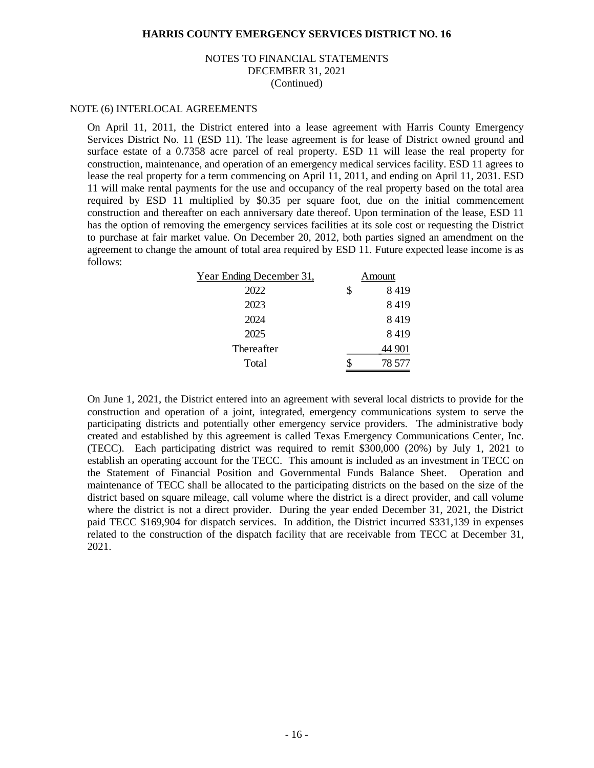# HARRIS COUNTY EMERGENCY SERVICES DISTRICT NO. 16

NOTES TO FINANCIAL STATEMENTS
DECEMBER 31, 2021
(Continued)

NOTE (6) INTERLOCAL AGREEMENTS

On April 11, 2011, the District entered into a lease agreement with Harris County Emergency Services District No. 11 (ESD 11). The lease agreement is for lease of District owned ground and surface estate of a 0.7358 acre parcel of real property. ESD 11 will lease the real property for construction, maintenance, and operation of an emergency medical services facility. ESD 11 agrees to lease the real property for a term commencing on April 11, 2011, and ending on April 11, 2031. ESD 11 will make rental payments for the use and occupancy of the real property based on the total area required by ESD 11 multiplied by $0.35 per square foot, due on the initial commencement construction and thereafter on each anniversary date thereof. Upon termination of the lease, ESD 11 has the option of removing the emergency services facilities at its sole cost or requesting the District to purchase at fair market value. On December 20, 2012, both parties signed an amendment on the agreement to change the amount of total area required by ESD 11. Future expected lease income is as follows:

| Year Ending December 31, | Amount |
|---|---|
| 2022 | $ 8 419 |
| 2023 | 8 419 |
| 2024 | 8 419 |
| 2025 | 8 419 |
| Thereafter | 44 901 |
| Total | $ 78 577 |

On June 1, 2021, the District entered into an agreement with several local districts to provide for the construction and operation of a joint, integrated, emergency communications system to serve the participating districts and potentially other emergency service providers. The administrative body created and established by this agreement is called Texas Emergency Communications Center, Inc. (TECC). Each participating district was required to remit $300,000 (20%) by July 1, 2021 to establish an operating account for the TECC. This amount is included as an investment in TECC on the Statement of Financial Position and Governmental Funds Balance Sheet. Operation and maintenance of TECC shall be allocated to the participating districts on the based on the size of the district based on square mileage, call volume where the district is a direct provider, and call volume where the district is not a direct provider. During the year ended December 31, 2021, the District paid TECC $169,904 for dispatch services. In addition, the District incurred $331,139 in expenses related to the construction of the dispatch facility that are receivable from TECC at December 31, 2021.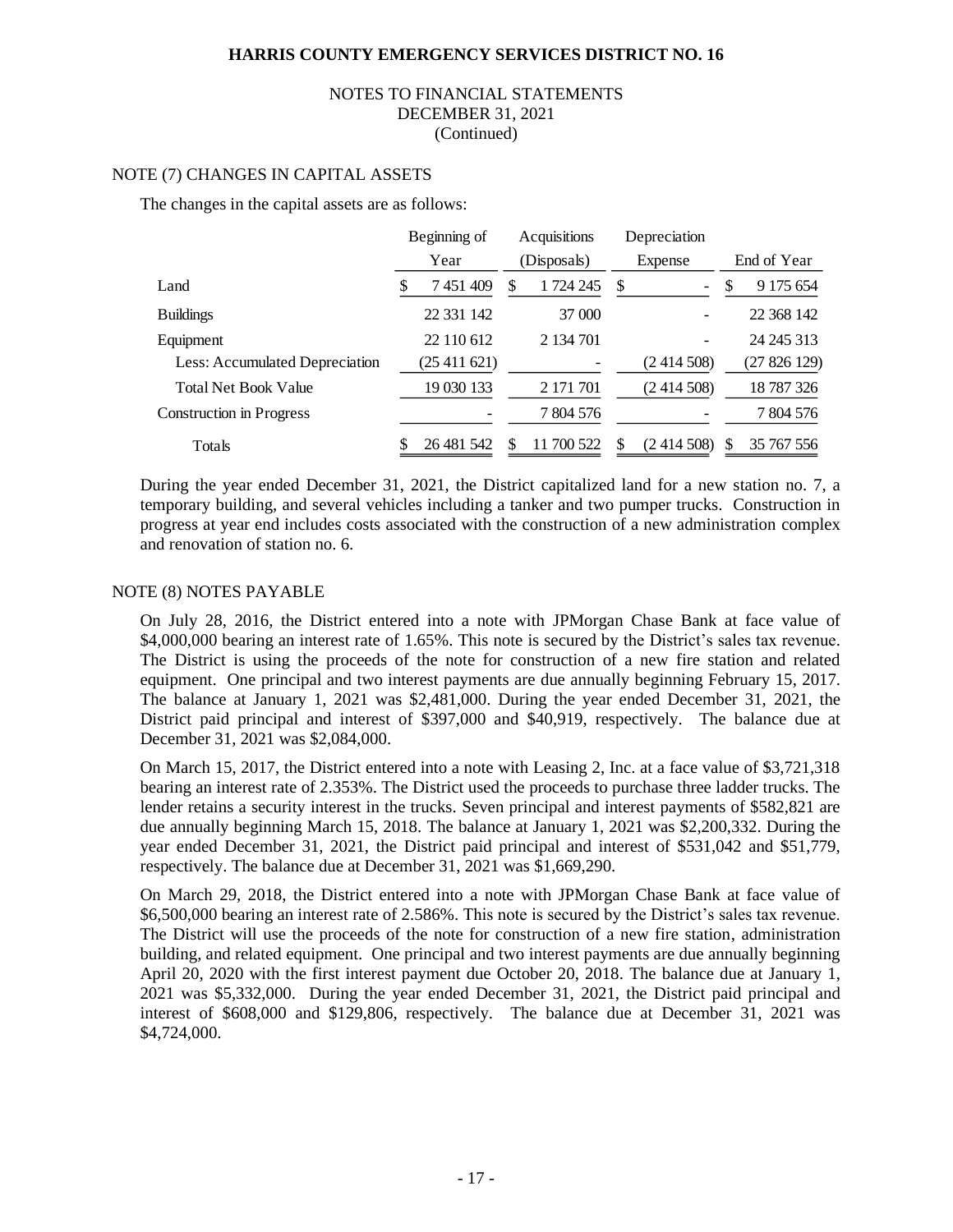**HARRIS COUNTY EMERGENCY SERVICES DISTRICT NO. 16**

NOTES TO FINANCIAL STATEMENTS
DECEMBER 31, 2021
(Continued)

NOTE (7) CHANGES IN CAPITAL ASSETS

The changes in the capital assets are as follows:

| | Beginning of Year | Acquisitions (Disposals) | Depreciation Expense | End of Year |
|---|---|---|---|---|
| Land | $ 7 451 409 | $ 1 724 245 | $ - | $ 9 175 654 |
| Buildings | 22 331 142 | 37 000 | - | 22 368 142 |
| Equipment | 22 110 612 | 2 134 701 | - | 24 245 313 |
| Less: Accumulated Depreciation | (25 411 621) | - | (2 414 508) | (27 826 129) |
| Total Net Book Value | 19 030 133 | 2 171 701 | (2 414 508) | 18 787 326 |
| Construction in Progress | - | 7 804 576 | - | 7 804 576 |
| Totals | $ 26 481 542 | $ 11 700 522 | $ (2 414 508) | $ 35 767 556 |

During the year ended December 31, 2021, the District capitalized land for a new station no. 7, a temporary building, and several vehicles including a tanker and two pumper trucks. Construction in progress at year end includes costs associated with the construction of a new administration complex and renovation of station no. 6.

NOTE (8) NOTES PAYABLE

On July 28, 2016, the District entered into a note with JPMorgan Chase Bank at face value of $4,000,000 bearing an interest rate of 1.65%. This note is secured by the District's sales tax revenue. The District is using the proceeds of the note for construction of a new fire station and related equipment. One principal and two interest payments are due annually beginning February 15, 2017. The balance at January 1, 2021 was $2,481,000. During the year ended December 31, 2021, the District paid principal and interest of $397,000 and $40,919, respectively. The balance due at December 31, 2021 was $2,084,000.

On March 15, 2017, the District entered into a note with Leasing 2, Inc. at a face value of $3,721,318 bearing an interest rate of 2.353%. The District used the proceeds to purchase three ladder trucks. The lender retains a security interest in the trucks. Seven principal and interest payments of $582,821 are due annually beginning March 15, 2018. The balance at January 1, 2021 was $2,200,332. During the year ended December 31, 2021, the District paid principal and interest of $531,042 and $51,779, respectively. The balance due at December 31, 2021 was $1,669,290.

On March 29, 2018, the District entered into a note with JPMorgan Chase Bank at face value of $6,500,000 bearing an interest rate of 2.586%. This note is secured by the District's sales tax revenue. The District will use the proceeds of the note for construction of a new fire station, administration building, and related equipment. One principal and two interest payments are due annually beginning April 20, 2020 with the first interest payment due October 20, 2018. The balance due at January 1, 2021 was $5,332,000. During the year ended December 31, 2021, the District paid principal and interest of $608,000 and $129,806, respectively. The balance due at December 31, 2021 was $4,724,000.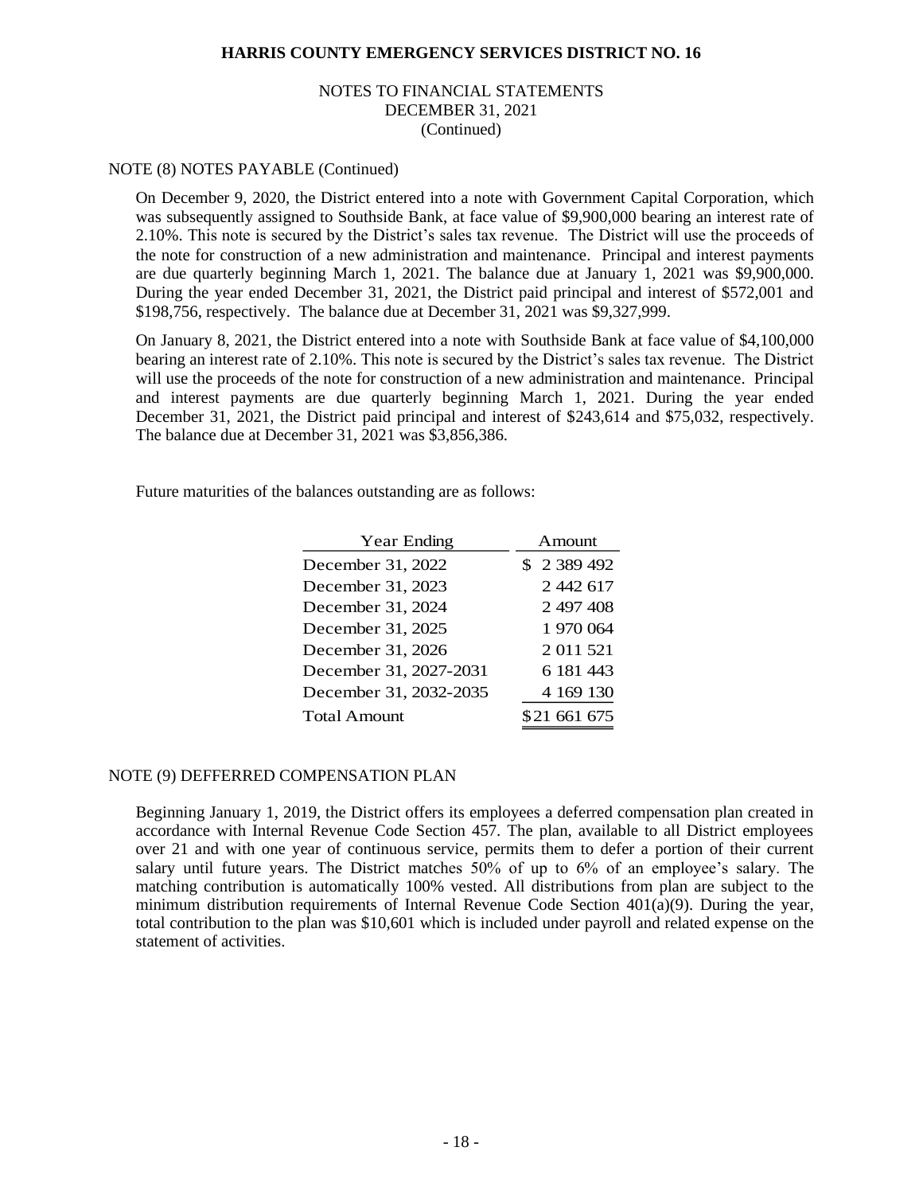## NOTE (8) NOTES PAYABLE (Continued)

On December 9, 2020, the District entered into a note with Government Capital Corporation, which was subsequently assigned to Southside Bank, at face value of $9,900,000 bearing an interest rate of 2.10%. This note is secured by the District's sales tax revenue. The District will use the proceeds of the note for construction of a new administration and maintenance. Principal and interest payments are due quarterly beginning March 1, 2021. The balance due at January 1, 2021 was $9,900,000. During the year ended December 31, 2021, the District paid principal and interest of $572,001 and $198,756, respectively. The balance due at December 31, 2021 was $9,327,999.

On January 8, 2021, the District entered into a note with Southside Bank at face value of $4,100,000 bearing an interest rate of 2.10%. This note is secured by the District's sales tax revenue. The District will use the proceeds of the note for construction of a new administration and maintenance. Principal and interest payments are due quarterly beginning March 1, 2021. During the year ended December 31, 2021, the District paid principal and interest of $243,614 and $75,032, respectively. The balance due at December 31, 2021 was $3,856,386.

Future maturities of the balances outstanding are as follows:

| Year Ending | Amount |
|---|---|
| December 31, 2022 | $ 2 389 492 |
| December 31, 2023 | 2 442 617 |
| December 31, 2024 | 2 497 408 |
| December 31, 2025 | 1 970 064 |
| December 31, 2026 | 2 011 521 |
| December 31, 2027-2031 | 6 181 443 |
| December 31, 2032-2035 | 4 169 130 |
| Total Amount | $21 661 675 |

## NOTE (9) DEFFERRED COMPENSATION PLAN

Beginning January 1, 2019, the District offers its employees a deferred compensation plan created in accordance with Internal Revenue Code Section 457. The plan, available to all District employees over 21 and with one year of continuous service, permits them to defer a portion of their current salary until future years. The District matches 50% of up to 6% of an employee's salary. The matching contribution is automatically 100% vested. All distributions from plan are subject to the minimum distribution requirements of Internal Revenue Code Section 401(a)(9). During the year, total contribution to the plan was $10,601 which is included under payroll and related expense on the statement of activities.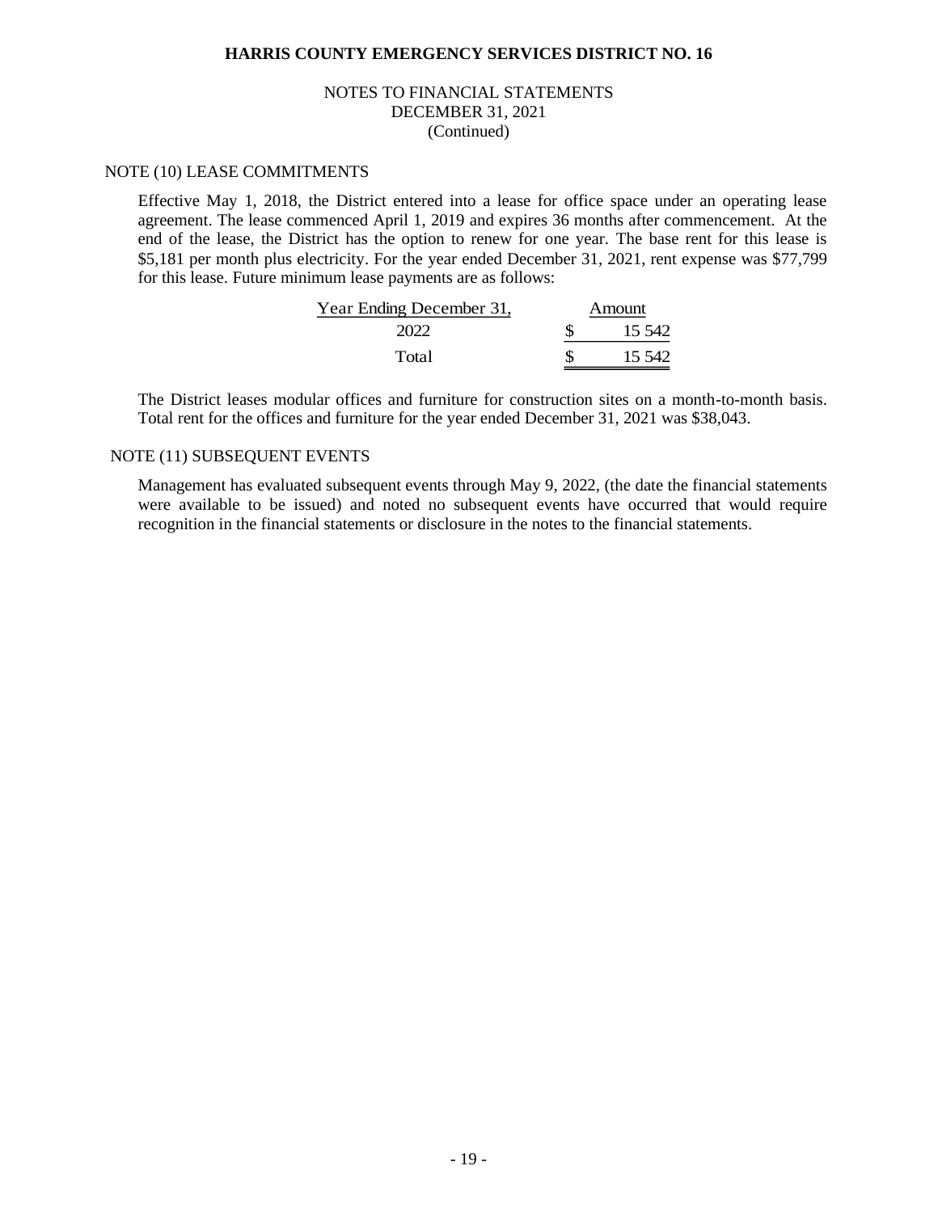# HARRIS COUNTY EMERGENCY SERVICES DISTRICT NO. 16

NOTES TO FINANCIAL STATEMENTS
DECEMBER 31, 2021
(Continued)

## NOTE (10) LEASE COMMITMENTS

Effective May 1, 2018, the District entered into a lease for office space under an operating lease agreement. The lease commenced April 1, 2019 and expires 36 months after commencement. At the end of the lease, the District has the option to renew for one year. The base rent for this lease is $5,181 per month plus electricity. For the year ended December 31, 2021, rent expense was $77,799 for this lease. Future minimum lease payments are as follows:

| Year Ending December 31, | Amount |
|---|---|
| 2022 | $ 15 542 |
| Total | $ 15 542 |

The District leases modular offices and furniture for construction sites on a month-to-month basis. Total rent for the offices and furniture for the year ended December 31, 2021 was $38,043.

## NOTE (11) SUBSEQUENT EVENTS

Management has evaluated subsequent events through May 9, 2022, (the date the financial statements were available to be issued) and noted no subsequent events have occurred that would require recognition in the financial statements or disclosure in the notes to the financial statements.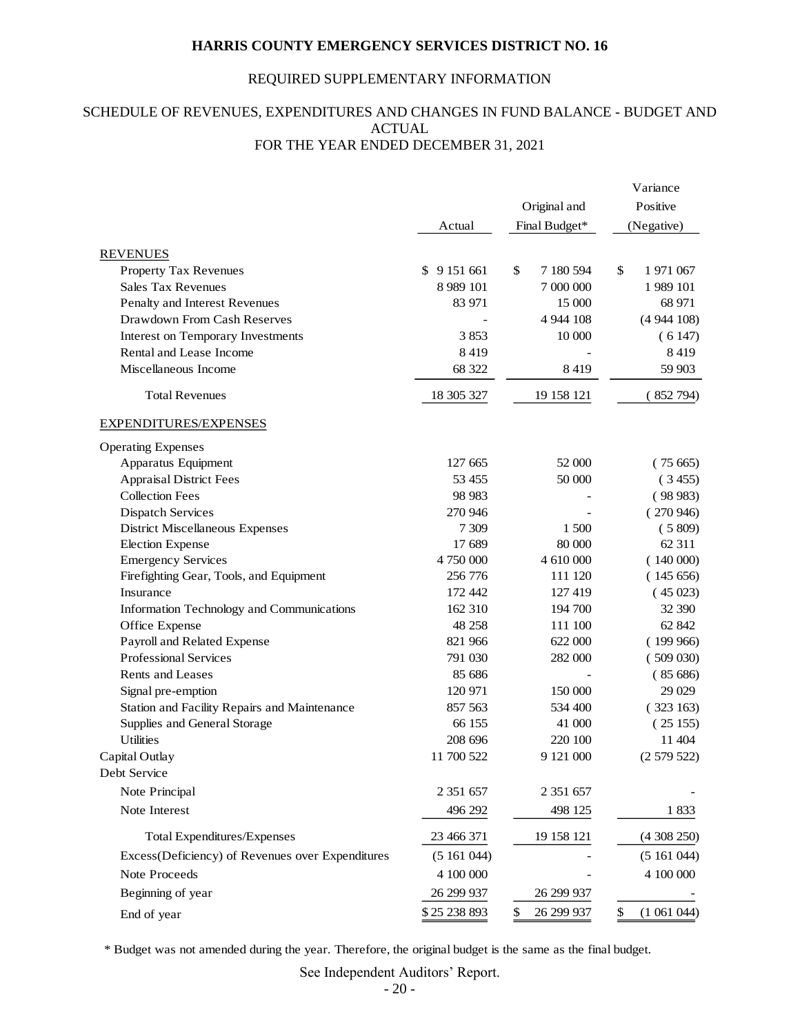# HARRIS COUNTY EMERGENCY SERVICES DISTRICT NO. 16

## REQUIRED SUPPLEMENTARY INFORMATION

## SCHEDULE OF REVENUES, EXPENDITURES AND CHANGES IN FUND BALANCE - BUDGET AND ACTUAL
## FOR THE YEAR ENDED DECEMBER 31, 2021

| | Actual | Original and Final Budget* | Variance Positive (Negative) |
|---|---|---|---|
| **REVENUES** | | | |
| Property Tax Revenues | $ 9 151 661 | $ 7 180 594 | $ 1 971 067 |
| Sales Tax Revenues | 8 989 101 | 7 000 000 | 1 989 101 |
| Penalty and Interest Revenues | 83 971 | 15 000 | 68 971 |
| Drawdown From Cash Reserves | - | 4 944 108 | (4 944 108) |
| Interest on Temporary Investments | 3 853 | 10 000 | ( 6 147) |
| Rental and Lease Income | 8 419 | - | 8 419 |
| Miscellaneous Income | 68 322 | 8 419 | 59 903 |
| Total Revenues | 18 305 327 | 19 158 121 | ( 852 794) |
| **EXPENDITURES/EXPENSES** | | | |
| Operating Expenses | | | |
| Apparatus Equipment | 127 665 | 52 000 | ( 75 665) |
| Appraisal District Fees | 53 455 | 50 000 | ( 3 455) |
| Collection Fees | 98 983 | - | ( 98 983) |
| Dispatch Services | 270 946 | - | ( 270 946) |
| District Miscellaneous Expenses | 7 309 | 1 500 | ( 5 809) |
| Election Expense | 17 689 | 80 000 | 62 311 |
| Emergency Services | 4 750 000 | 4 610 000 | ( 140 000) |
| Firefighting Gear, Tools, and Equipment | 256 776 | 111 120 | ( 145 656) |
| Insurance | 172 442 | 127 419 | ( 45 023) |
| Information Technology and Communications | 162 310 | 194 700 | 32 390 |
| Office Expense | 48 258 | 111 100 | 62 842 |
| Payroll and Related Expense | 821 966 | 622 000 | ( 199 966) |
| Professional Services | 791 030 | 282 000 | ( 509 030) |
| Rents and Leases | 85 686 | - | ( 85 686) |
| Signal pre-emption | 120 971 | 150 000 | 29 029 |
| Station and Facility Repairs and Maintenance | 857 563 | 534 400 | ( 323 163) |
| Supplies and General Storage | 66 155 | 41 000 | ( 25 155) |
| Utilities | 208 696 | 220 100 | 11 404 |
| Capital Outlay | 11 700 522 | 9 121 000 | (2 579 522) |
| Debt Service | | | |
| Note Principal | 2 351 657 | 2 351 657 | - |
| Note Interest | 496 292 | 498 125 | 1 833 |
| Total Expenditures/Expenses | 23 466 371 | 19 158 121 | (4 308 250) |
| Excess(Deficiency) of Revenues over Expenditures | (5 161 044) | - | (5 161 044) |
| Note Proceeds | 4 100 000 | - | 4 100 000 |
| Beginning of year | 26 299 937 | 26 299 937 | - |
| End of year | $ 25 238 893 | $ 26 299 937 | $ (1 061 044) |

\* Budget was not amended during the year. Therefore, the original budget is the same as the final budget.

See Independent Auditors' Report.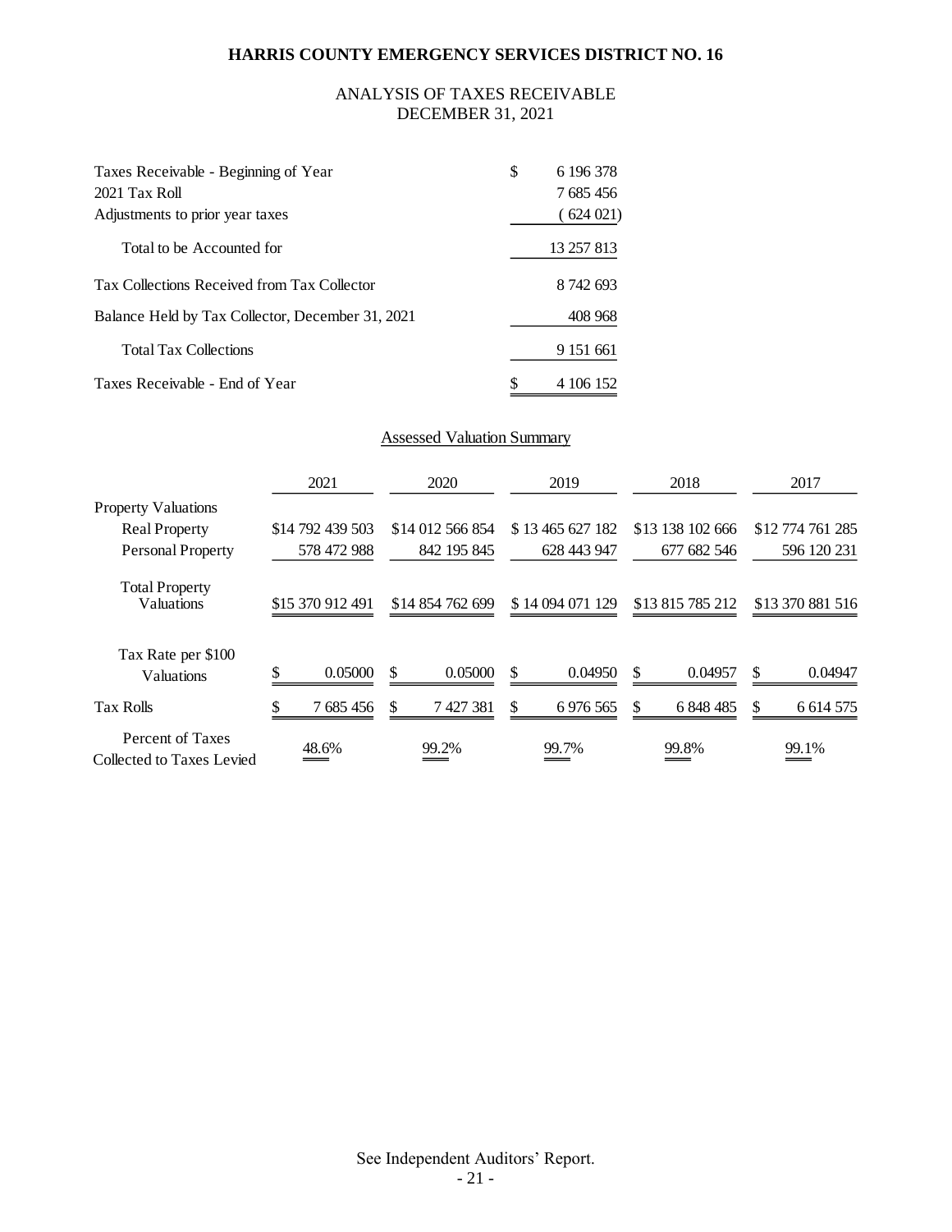# HARRIS COUNTY EMERGENCY SERVICES DISTRICT NO. 16

## ANALYSIS OF TAXES RECEIVABLE
## DECEMBER 31, 2021

| | |
|---|---|
| Taxes Receivable - Beginning of Year | $ 6 196 378 |
| 2021 Tax Roll | 7 685 456 |
| Adjustments to prior year taxes | ( 624 021) |
| Total to be Accounted for | 13 257 813 |
| Tax Collections Received from Tax Collector | 8 742 693 |
| Balance Held by Tax Collector, December 31, 2021 | 408 968 |
| Total Tax Collections | 9 151 661 |
| Taxes Receivable - End of Year | $ 4 106 152 |

### Assessed Valuation Summary

| | 2021 | 2020 | 2019 | 2018 | 2017 |
|---|---|---|---|---|---|
| Property Valuations | | | | | |
| Real Property | $14 792 439 503 | $14 012 566 854 | $ 13 465 627 182 | $13 138 102 666 | $12 774 761 285 |
| Personal Property | 578 472 988 | 842 195 845 | 628 443 947 | 677 682 546 | 596 120 231 |
| Total Property Valuations | $15 370 912 491 | $14 854 762 699 | $ 14 094 071 129 | $13 815 785 212 | $13 370 881 516 |
| Tax Rate per $100 Valuations | $ 0.05000 | $ 0.05000 | $ 0.04950 | $ 0.04957 | $ 0.04947 |
| Tax Rolls | $ 7 685 456 | $ 7 427 381 | $ 6 976 565 | $ 6 848 485 | $ 6 614 575 |
| Percent of Taxes Collected to Taxes Levied | 48.6% | 99.2% | 99.7% | 99.8% | 99.1% |

See Independent Auditors' Report.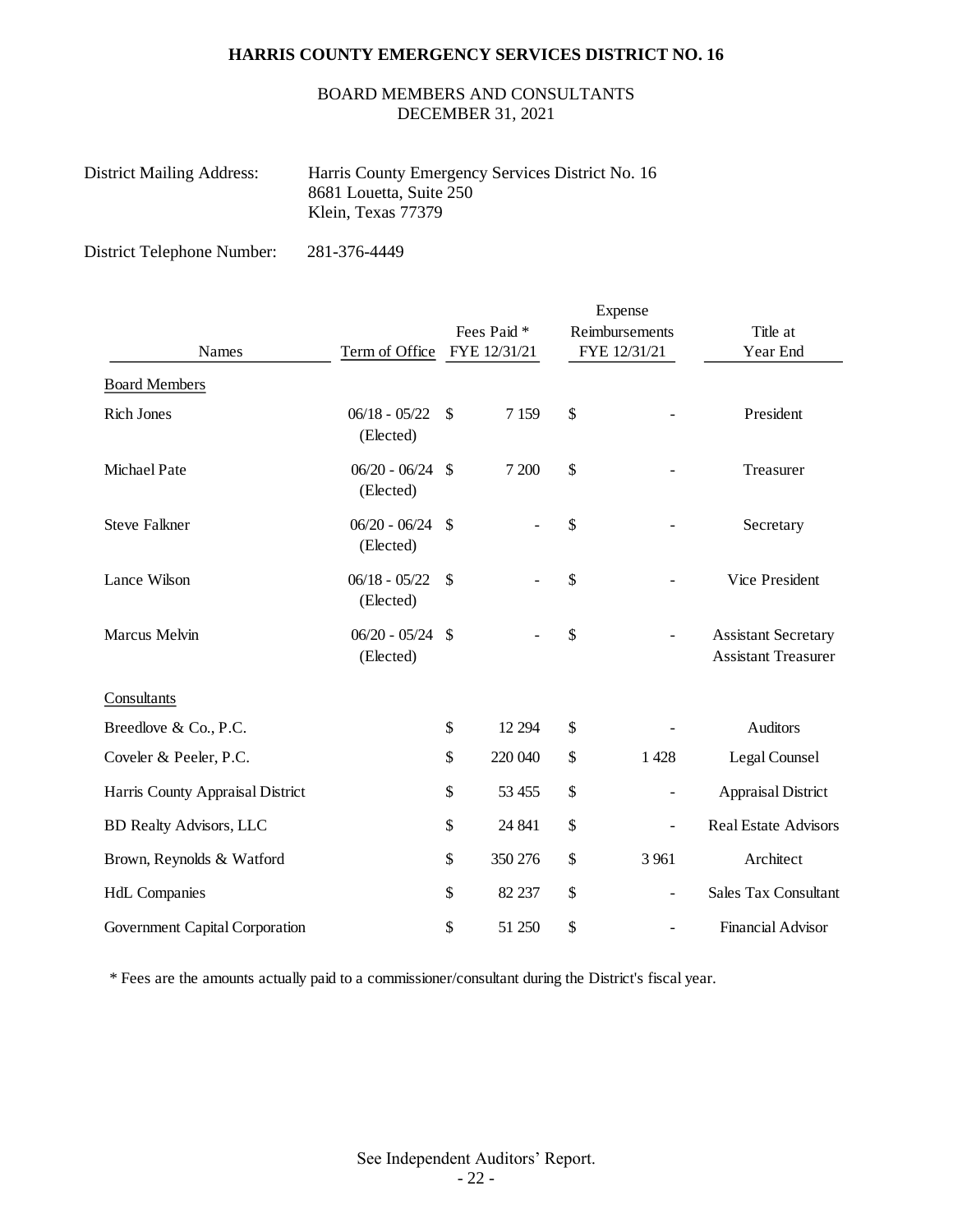# HARRIS COUNTY EMERGENCY SERVICES DISTRICT NO. 16

## BOARD MEMBERS AND CONSULTANTS
## DECEMBER 31, 2021

District Mailing Address: Harris County Emergency Services District No. 16
8681 Louetta, Suite 250
Klein, Texas 77379

District Telephone Number: 281-376-4449

| Names | Term of Office | Fees Paid * FYE 12/31/21 | Expense Reimbursements FYE 12/31/21 | Title at Year End |
|---|---|---|---|---|
| Board Members | | | | |
| Rich Jones | 06/18 - 05/22 (Elected) | $ 7 159 | $ - | President |
| Michael Pate | 06/20 - 06/24 (Elected) | $ 7 200 | $ - | Treasurer |
| Steve Falkner | 06/20 - 06/24 (Elected) | $ - | $ - | Secretary |
| Lance Wilson | 06/18 - 05/22 (Elected) | $ - | $ - | Vice President |
| Marcus Melvin | 06/20 - 05/24 (Elected) | $ - | $ - | Assistant Secretary Assistant Treasurer |
| Consultants | | | | |
| Breedlove & Co., P.C. | | $ 12 294 | $ - | Auditors |
| Coveler & Peeler, P.C. | | $ 220 040 | $ 1 428 | Legal Counsel |
| Harris County Appraisal District | | $ 53 455 | $ - | Appraisal District |
| BD Realty Advisors, LLC | | $ 24 841 | $ - | Real Estate Advisors |
| Brown, Reynolds & Watford | | $ 350 276 | $ 3 961 | Architect |
| HdL Companies | | $ 82 237 | $ - | Sales Tax Consultant |
| Government Capital Corporation | | $ 51 250 | $ - | Financial Advisor |

* Fees are the amounts actually paid to a commissioner/consultant during the District's fiscal year.

See Independent Auditors' Report.